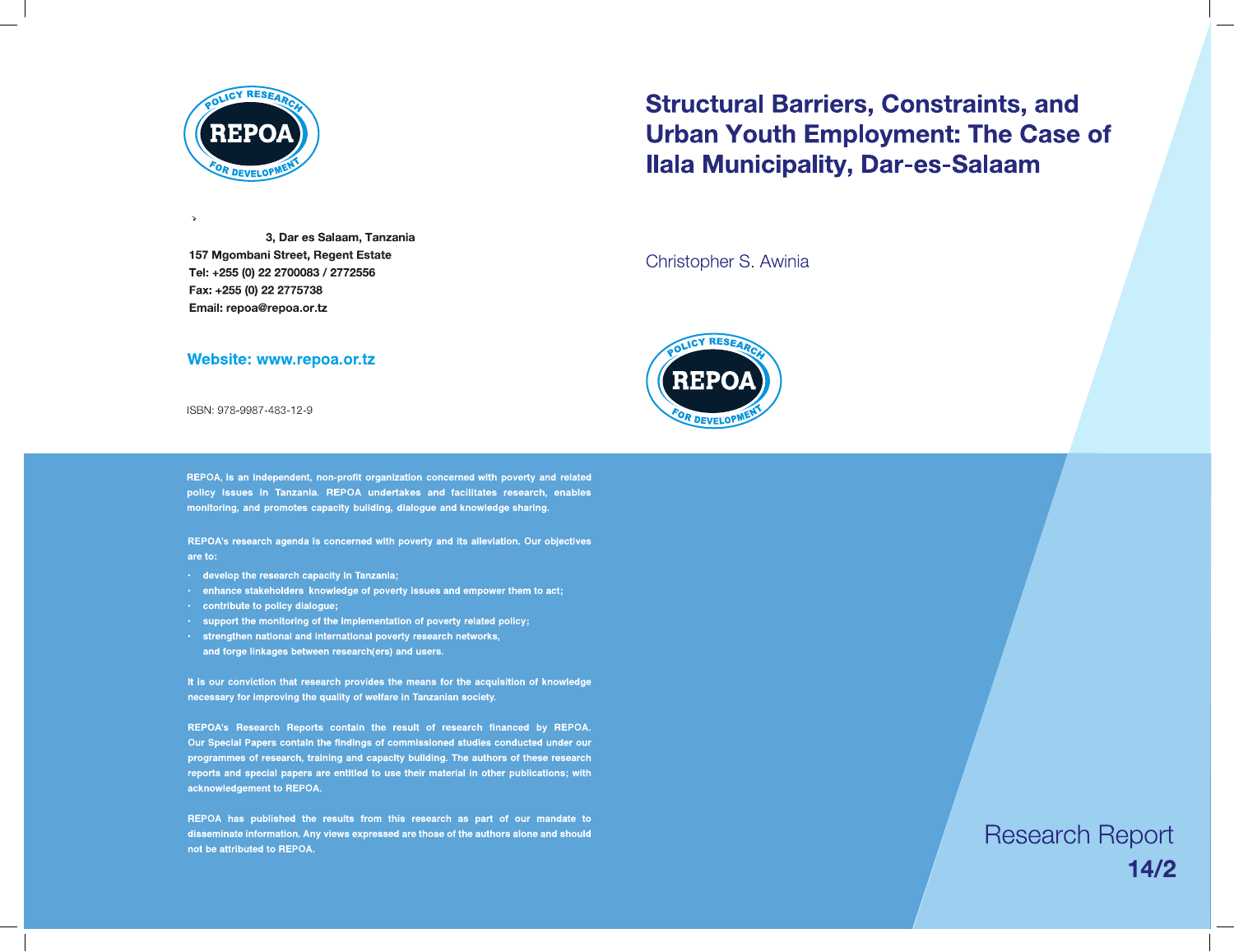# Structural Barriers, Constraints, and Urban Youth Employment: The Case of Ilala Municipality, Dar-es-Salaam

Christopher S. Awinia

Research Report 14/2

3, Dar es Salaam, Tanzania
157 Mgombani Street, Regent Estate
Tel: +255 (0) 22 2700083 / 2772556
Fax: +255 (0) 22 2775738
Email: repoa@repoa.or.tz

**Website: www.repoa.or.tz**

ISBN: 978-9987-483-12-9

REPOA, is an independent, non-profit organization concerned with poverty and related policy issues in Tanzania. REPOA undertakes and facilitates research, enables monitoring, and promotes capacity building, dialogue and knowledge sharing.

REPOA's research agenda is concerned with poverty and its alleviation. Our objectives are to:

- develop the research capacity in Tanzania;
- enhance stakeholders knowledge of poverty issues and empower them to act;
- contribute to policy dialogue;
- support the monitoring of the implementation of poverty related policy;
- strengthen national and international poverty research networks, and forge linkages between research(ers) and users.

It is our conviction that research provides the means for the acquisition of knowledge necessary for improving the quality of welfare in Tanzanian society.

REPOA's Research Reports contain the result of research financed by REPOA. Our Special Papers contain the findings of commissioned studies conducted under our programmes of research, training and capacity building. The authors of these research reports and special papers are entitled to use their material in other publications; with acknowledgement to REPOA.

REPOA has published the results from this research as part of our mandate to disseminate information. Any views expressed are those of the authors alone and should not be attributed to REPOA.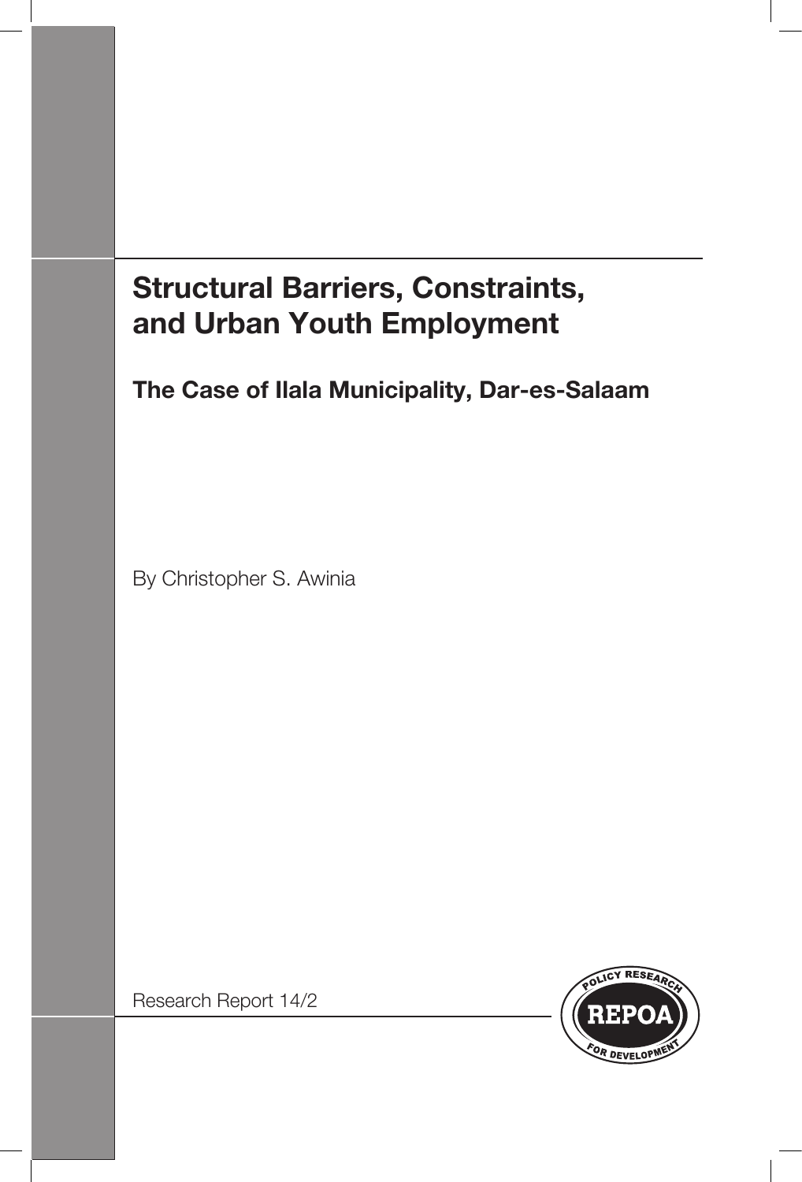# Structural Barriers, Constraints, and Urban Youth Employment

## The Case of Ilala Municipality, Dar-es-Salaam

By Christopher S. Awinia

Research Report 14/2

POLICY RESEARCH FOR DEVELOPMENT

REPOA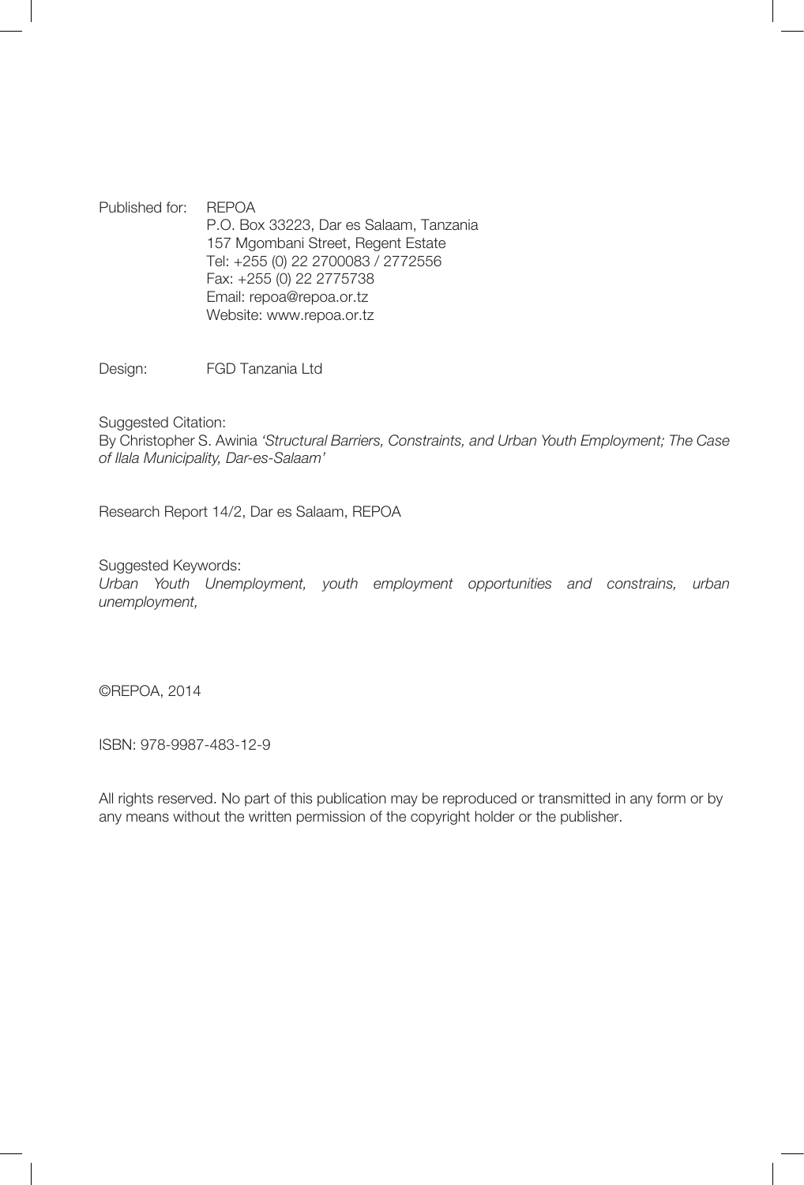Published for: REPOA
P.O. Box 33223, Dar es Salaam, Tanzania
157 Mgombani Street, Regent Estate
Tel: +255 (0) 22 2700083 / 2772556
Fax: +255 (0) 22 2775738
Email: repoa@repoa.or.tz
Website: www.repoa.or.tz

Design: FGD Tanzania Ltd

Suggested Citation:
By Christopher S. Awinia *'Structural Barriers, Constraints, and Urban Youth Employment; The Case of Ilala Municipality, Dar-es-Salaam'*

Research Report 14/2, Dar es Salaam, REPOA

Suggested Keywords:
*Urban Youth Unemployment, youth employment opportunities and constrains, urban unemployment,*

©REPOA, 2014

ISBN: 978-9987-483-12-9

All rights reserved. No part of this publication may be reproduced or transmitted in any form or by any means without the written permission of the copyright holder or the publisher.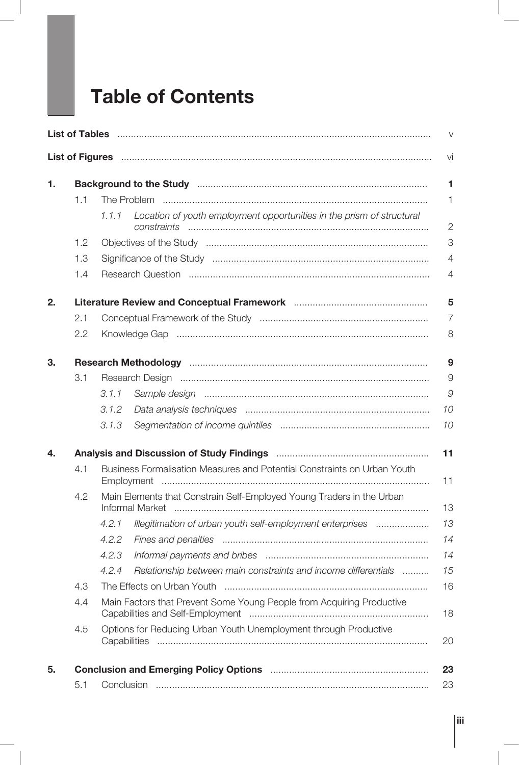# Table of Contents

**List of Tables** ..... v

**List of Figures** ..... vi

**1. Background to the Study** ..... **1**

- 1.1 The Problem ..... 1
  - *1.1.1 Location of youth employment opportunities in the prism of structural constraints* ..... 2
- 1.2 Objectives of the Study ..... 3
- 1.3 Significance of the Study ..... 4
- 1.4 Research Question ..... 4

**2. Literature Review and Conceptual Framework** ..... **5**

- 2.1 Conceptual Framework of the Study ..... 7
- 2.2 Knowledge Gap ..... 8

**3. Research Methodology** ..... **9**

- 3.1 Research Design ..... 9
  - *3.1.1 Sample design* ..... *9*
  - *3.1.2 Data analysis techniques* ..... *10*
  - *3.1.3 Segmentation of income quintiles* ..... *10*

**4. Analysis and Discussion of Study Findings** ..... **11**

- 4.1 Business Formalisation Measures and Potential Constraints on Urban Youth Employment ..... 11
- 4.2 Main Elements that Constrain Self-Employed Young Traders in the Urban Informal Market ..... 13
  - *4.2.1 Illegitimation of urban youth self-employment enterprises* ..... *13*
  - *4.2.2 Fines and penalties* ..... *14*
  - *4.2.3 Informal payments and bribes* ..... *14*
  - *4.2.4 Relationship between main constraints and income differentials* ..... *15*
- 4.3 The Effects on Urban Youth ..... 16
- 4.4 Main Factors that Prevent Some Young People from Acquiring Productive Capabilities and Self-Employment ..... 18
- 4.5 Options for Reducing Urban Youth Unemployment through Productive Capabilities ..... 20

**5. Conclusion and Emerging Policy Options** ..... **23**

- 5.1 Conclusion ..... 23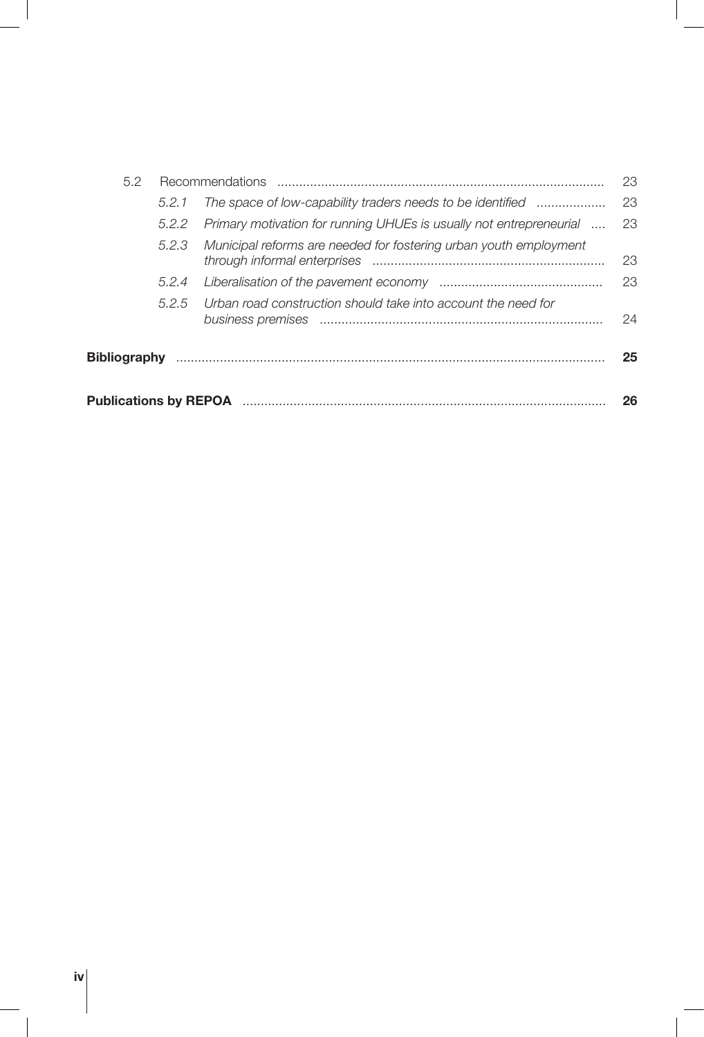| | | | |
|---|---|---|---|
| 5.2 | Recommendations | | 23 |
| | 5.2.1 | *The space of low-capability traders needs to be identified* | 23 |
| | 5.2.2 | *Primary motivation for running UHUEs is usually not entrepreneurial* | 23 |
| | 5.2.3 | *Municipal reforms are needed for fostering urban youth employment through informal enterprises* | 23 |
| | 5.2.4 | *Liberalisation of the pavement economy* | 23 |
| | 5.2.5 | *Urban road construction should take into account the need for business premises* | 24 |

**Bibliography** ..... **25**

**Publications by REPOA** ..... **26**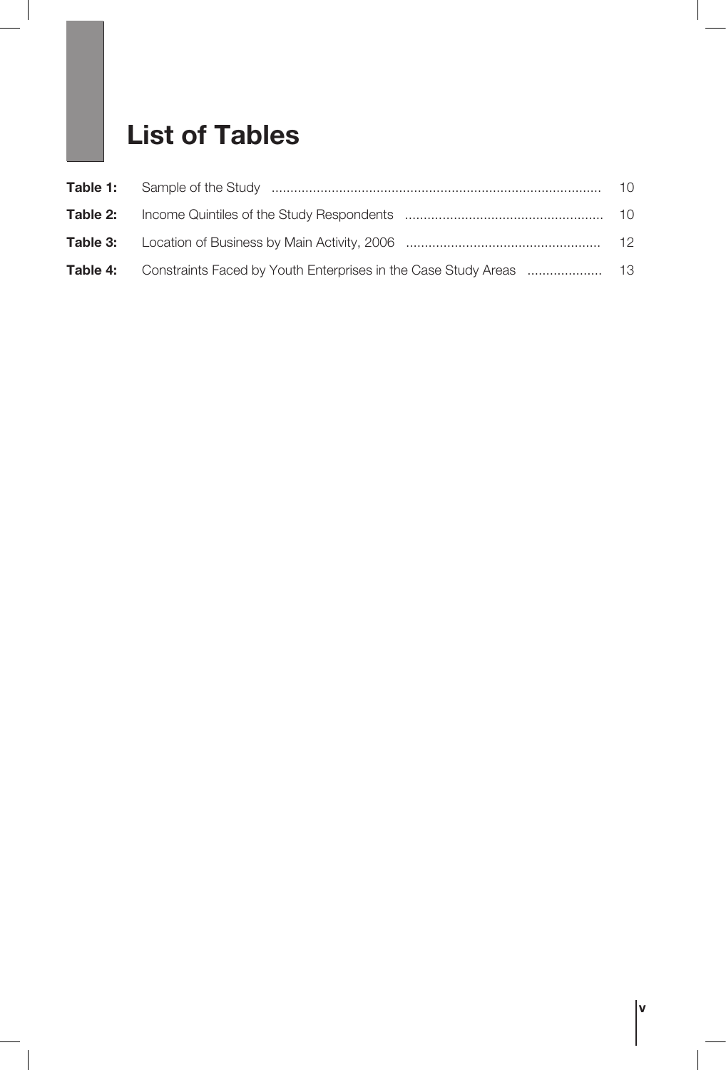# List of Tables

**Table 1:** Sample of the Study ........................................................................................ 10

**Table 2:** Income Quintiles of the Study Respondents ..................................................... 10

**Table 3:** Location of Business by Main Activity, 2006 ................................................... 12

**Table 4:** Constraints Faced by Youth Enterprises in the Case Study Areas .................... 13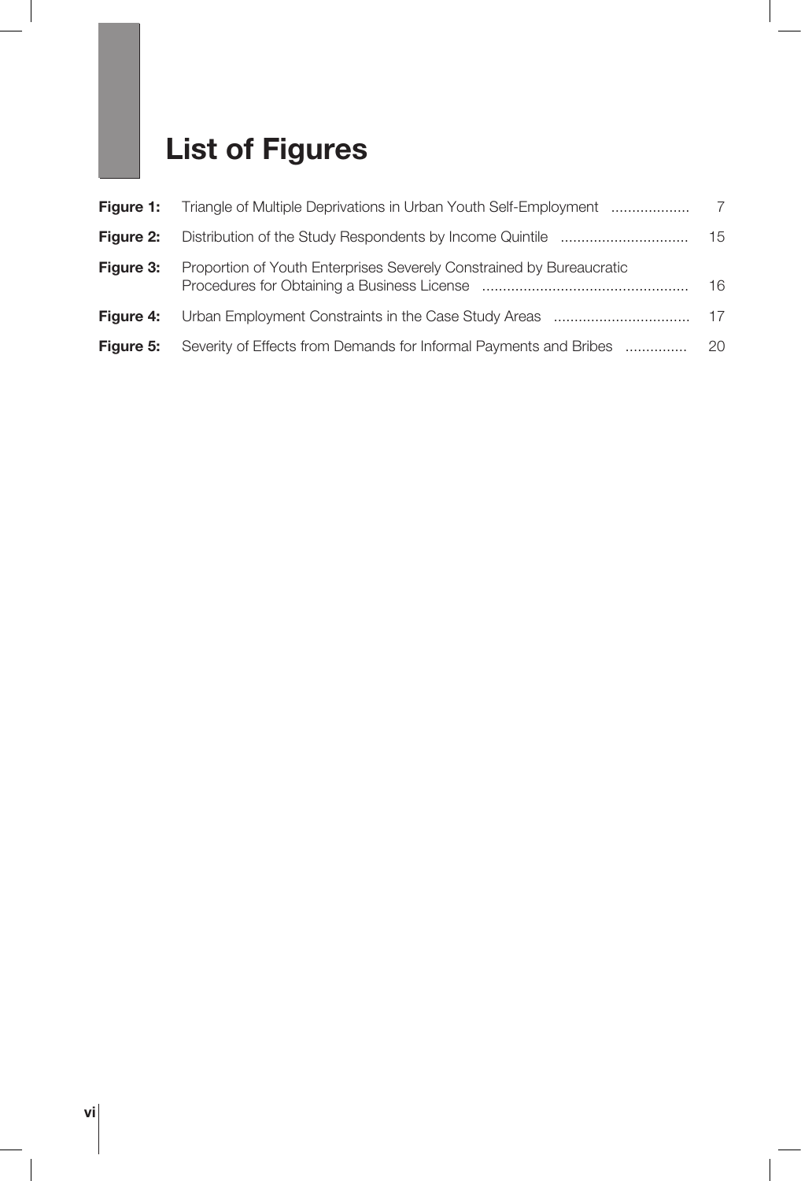# List of Figures

| | | |
|---|---|---|
| **Figure 1:** | Triangle of Multiple Deprivations in Urban Youth Self-Employment | 7 |
| **Figure 2:** | Distribution of the Study Respondents by Income Quintile | 15 |
| **Figure 3:** | Proportion of Youth Enterprises Severely Constrained by Bureaucratic Procedures for Obtaining a Business License | 16 |
| **Figure 4:** | Urban Employment Constraints in the Case Study Areas | 17 |
| **Figure 5:** | Severity of Effects from Demands for Informal Payments and Bribes | 20 |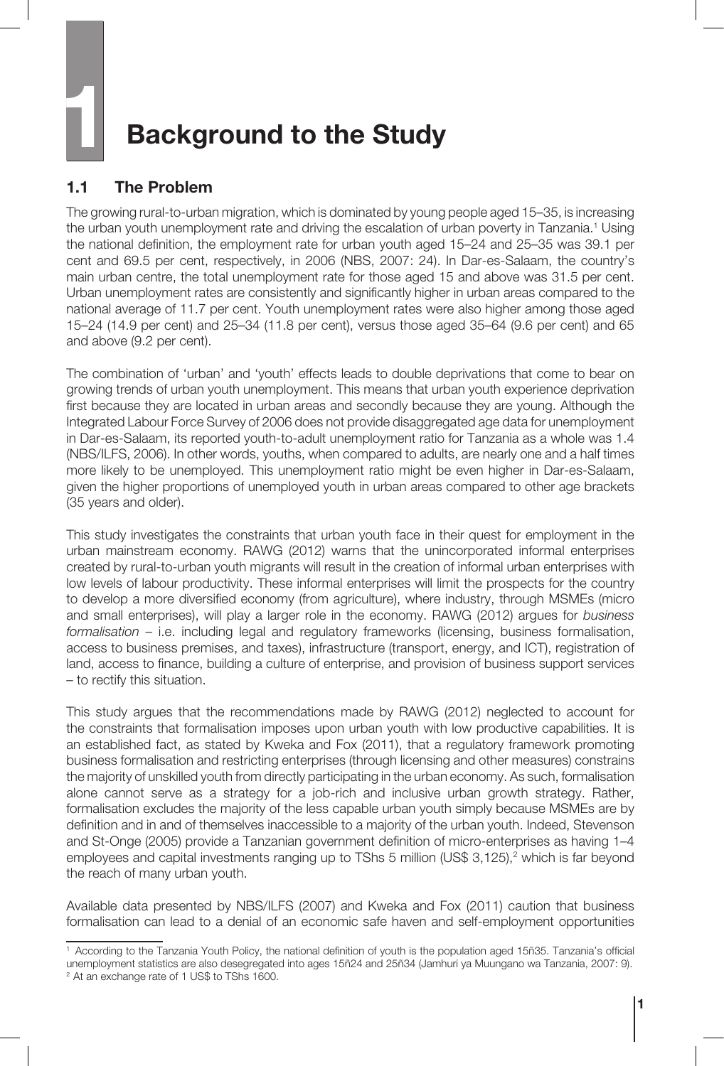# 1 Background to the Study

## 1.1 The Problem

The growing rural-to-urban migration, which is dominated by young people aged 15–35, is increasing the urban youth unemployment rate and driving the escalation of urban poverty in Tanzania.[1] Using the national definition, the employment rate for urban youth aged 15–24 and 25–35 was 39.1 per cent and 69.5 per cent, respectively, in 2006 (NBS, 2007: 24). In Dar-es-Salaam, the country's main urban centre, the total unemployment rate for those aged 15 and above was 31.5 per cent. Urban unemployment rates are consistently and significantly higher in urban areas compared to the national average of 11.7 per cent. Youth unemployment rates were also higher among those aged 15–24 (14.9 per cent) and 25–34 (11.8 per cent), versus those aged 35–64 (9.6 per cent) and 65 and above (9.2 per cent).

The combination of 'urban' and 'youth' effects leads to double deprivations that come to bear on growing trends of urban youth unemployment. This means that urban youth experience deprivation first because they are located in urban areas and secondly because they are young. Although the Integrated Labour Force Survey of 2006 does not provide disaggregated age data for unemployment in Dar-es-Salaam, its reported youth-to-adult unemployment ratio for Tanzania as a whole was 1.4 (NBS/ILFS, 2006). In other words, youths, when compared to adults, are nearly one and a half times more likely to be unemployed. This unemployment ratio might be even higher in Dar-es-Salaam, given the higher proportions of unemployed youth in urban areas compared to other age brackets (35 years and older).

This study investigates the constraints that urban youth face in their quest for employment in the urban mainstream economy. RAWG (2012) warns that the unincorporated informal enterprises created by rural-to-urban youth migrants will result in the creation of informal urban enterprises with low levels of labour productivity. These informal enterprises will limit the prospects for the country to develop a more diversified economy (from agriculture), where industry, through MSMEs (micro and small enterprises), will play a larger role in the economy. RAWG (2012) argues for *business formalisation* – i.e. including legal and regulatory frameworks (licensing, business formalisation, access to business premises, and taxes), infrastructure (transport, energy, and ICT), registration of land, access to finance, building a culture of enterprise, and provision of business support services – to rectify this situation.

This study argues that the recommendations made by RAWG (2012) neglected to account for the constraints that formalisation imposes upon urban youth with low productive capabilities. It is an established fact, as stated by Kweka and Fox (2011), that a regulatory framework promoting business formalisation and restricting enterprises (through licensing and other measures) constrains the majority of unskilled youth from directly participating in the urban economy. As such, formalisation alone cannot serve as a strategy for a job-rich and inclusive urban growth strategy. Rather, formalisation excludes the majority of the less capable urban youth simply because MSMEs are by definition and in and of themselves inaccessible to a majority of the urban youth. Indeed, Stevenson and St-Onge (2005) provide a Tanzanian government definition of micro-enterprises as having 1–4 employees and capital investments ranging up to TShs 5 million (US$ 3,125),[2] which is far beyond the reach of many urban youth.

Available data presented by NBS/ILFS (2007) and Kweka and Fox (2011) caution that business formalisation can lead to a denial of an economic safe haven and self-employment opportunities

---

[1] According to the Tanzania Youth Policy, the national definition of youth is the population aged 15ñ35. Tanzania's official unemployment statistics are also desegregated into ages 15ñ24 and 25ñ34 (Jamhuri ya Muungano wa Tanzania, 2007: 9).

[2] At an exchange rate of 1 US$ to TShs 1600.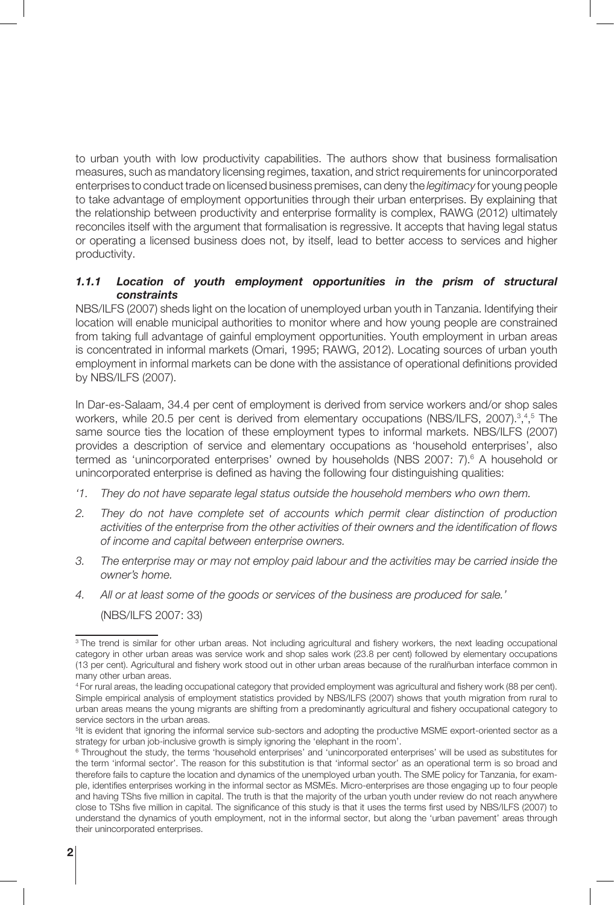to urban youth with low productivity capabilities. The authors show that business formalisation measures, such as mandatory licensing regimes, taxation, and strict requirements for unincorporated enterprises to conduct trade on licensed business premises, can deny the *legitimacy* for young people to take advantage of employment opportunities through their urban enterprises. By explaining that the relationship between productivity and enterprise formality is complex, RAWG (2012) ultimately reconciles itself with the argument that formalisation is regressive. It accepts that having legal status or operating a licensed business does not, by itself, lead to better access to services and higher productivity.

### *1.1.1 Location of youth employment opportunities in the prism of structural constraints*

NBS/ILFS (2007) sheds light on the location of unemployed urban youth in Tanzania. Identifying their location will enable municipal authorities to monitor where and how young people are constrained from taking full advantage of gainful employment opportunities. Youth employment in urban areas is concentrated in informal markets (Omari, 1995; RAWG, 2012). Locating sources of urban youth employment in informal markets can be done with the assistance of operational definitions provided by NBS/ILFS (2007).

In Dar-es-Salaam, 34.4 per cent of employment is derived from service workers and/or shop sales workers, while 20.5 per cent is derived from elementary occupations (NBS/ILFS, 2007).[3],[4],[5] The same source ties the location of these employment types to informal markets. NBS/ILFS (2007) provides a description of service and elementary occupations as 'household enterprises', also termed as 'unincorporated enterprises' owned by households (NBS 2007: 7).[6] A household or unincorporated enterprise is defined as having the following four distinguishing qualities:

*'1. They do not have separate legal status outside the household members who own them.*

*2. They do not have complete set of accounts which permit clear distinction of production activities of the enterprise from the other activities of their owners and the identification of flows of income and capital between enterprise owners.*

*3. The enterprise may or may not employ paid labour and the activities may be carried inside the owner's home.*

*4. All or at least some of the goods or services of the business are produced for sale.'*

(NBS/ILFS 2007: 33)

---

[3] The trend is similar for other urban areas. Not including agricultural and fishery workers, the next leading occupational category in other urban areas was service work and shop sales work (23.8 per cent) followed by elementary occupations (13 per cent). Agricultural and fishery work stood out in other urban areas because of the ruralñurban interface common in many other urban areas.

[4] For rural areas, the leading occupational category that provided employment was agricultural and fishery work (88 per cent). Simple empirical analysis of employment statistics provided by NBS/ILFS (2007) shows that youth migration from rural to urban areas means the young migrants are shifting from a predominantly agricultural and fishery occupational category to service sectors in the urban areas.

[5] It is evident that ignoring the informal service sub-sectors and adopting the productive MSME export-oriented sector as a strategy for urban job-inclusive growth is simply ignoring the 'elephant in the room'.

[6] Throughout the study, the terms 'household enterprises' and 'unincorporated enterprises' will be used as substitutes for the term 'informal sector'. The reason for this substitution is that 'informal sector' as an operational term is so broad and therefore fails to capture the location and dynamics of the unemployed urban youth. The SME policy for Tanzania, for example, identifies enterprises working in the informal sector as MSMEs. Micro-enterprises are those engaging up to four people and having TShs five million in capital. The truth is that the majority of the urban youth under review do not reach anywhere close to TShs five million in capital. The significance of this study is that it uses the terms first used by NBS/ILFS (2007) to understand the dynamics of youth employment, not in the informal sector, but along the 'urban pavement' areas through their unincorporated enterprises.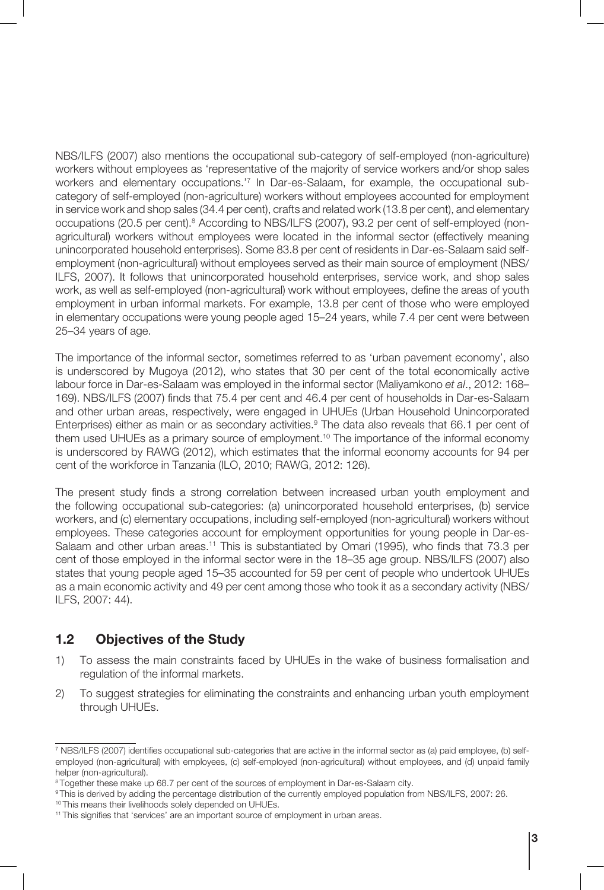NBS/ILFS (2007) also mentions the occupational sub-category of self-employed (non-agriculture) workers without employees as 'representative of the majority of service workers and/or shop sales workers and elementary occupations.'[7] In Dar-es-Salaam, for example, the occupational sub-category of self-employed (non-agriculture) workers without employees accounted for employment in service work and shop sales (34.4 per cent), crafts and related work (13.8 per cent), and elementary occupations (20.5 per cent).[8] According to NBS/ILFS (2007), 93.2 per cent of self-employed (non-agricultural) workers without employees were located in the informal sector (effectively meaning unincorporated household enterprises). Some 83.8 per cent of residents in Dar-es-Salaam said self-employment (non-agricultural) without employees served as their main source of employment (NBS/ILFS, 2007). It follows that unincorporated household enterprises, service work, and shop sales work, as well as self-employed (non-agricultural) work without employees, define the areas of youth employment in urban informal markets. For example, 13.8 per cent of those who were employed in elementary occupations were young people aged 15–24 years, while 7.4 per cent were between 25–34 years of age.

The importance of the informal sector, sometimes referred to as 'urban pavement economy', also is underscored by Mugoya (2012), who states that 30 per cent of the total economically active labour force in Dar-es-Salaam was employed in the informal sector (Maliyamkono *et al*., 2012: 168–169). NBS/ILFS (2007) finds that 75.4 per cent and 46.4 per cent of households in Dar-es-Salaam and other urban areas, respectively, were engaged in UHUEs (Urban Household Unincorporated Enterprises) either as main or as secondary activities.[9] The data also reveals that 66.1 per cent of them used UHUEs as a primary source of employment.[10] The importance of the informal economy is underscored by RAWG (2012), which estimates that the informal economy accounts for 94 per cent of the workforce in Tanzania (ILO, 2010; RAWG, 2012: 126).

The present study finds a strong correlation between increased urban youth employment and the following occupational sub-categories: (a) unincorporated household enterprises, (b) service workers, and (c) elementary occupations, including self-employed (non-agricultural) workers without employees. These categories account for employment opportunities for young people in Dar-es-Salaam and other urban areas.[11] This is substantiated by Omari (1995), who finds that 73.3 per cent of those employed in the informal sector were in the 18–35 age group. NBS/ILFS (2007) also states that young people aged 15–35 accounted for 59 per cent of people who undertook UHUEs as a main economic activity and 49 per cent among those who took it as a secondary activity (NBS/ILFS, 2007: 44).

## 1.2 Objectives of the Study

1) To assess the main constraints faced by UHUEs in the wake of business formalisation and regulation of the informal markets.
2) To suggest strategies for eliminating the constraints and enhancing urban youth employment through UHUEs.

---

[7] NBS/ILFS (2007) identifies occupational sub-categories that are active in the informal sector as (a) paid employee, (b) self-employed (non-agricultural) with employees, (c) self-employed (non-agricultural) without employees, and (d) unpaid family helper (non-agricultural).

[8] Together these make up 68.7 per cent of the sources of employment in Dar-es-Salaam city.

[9] This is derived by adding the percentage distribution of the currently employed population from NBS/ILFS, 2007: 26.

[10] This means their livelihoods solely depended on UHUEs.

[11] This signifies that 'services' are an important source of employment in urban areas.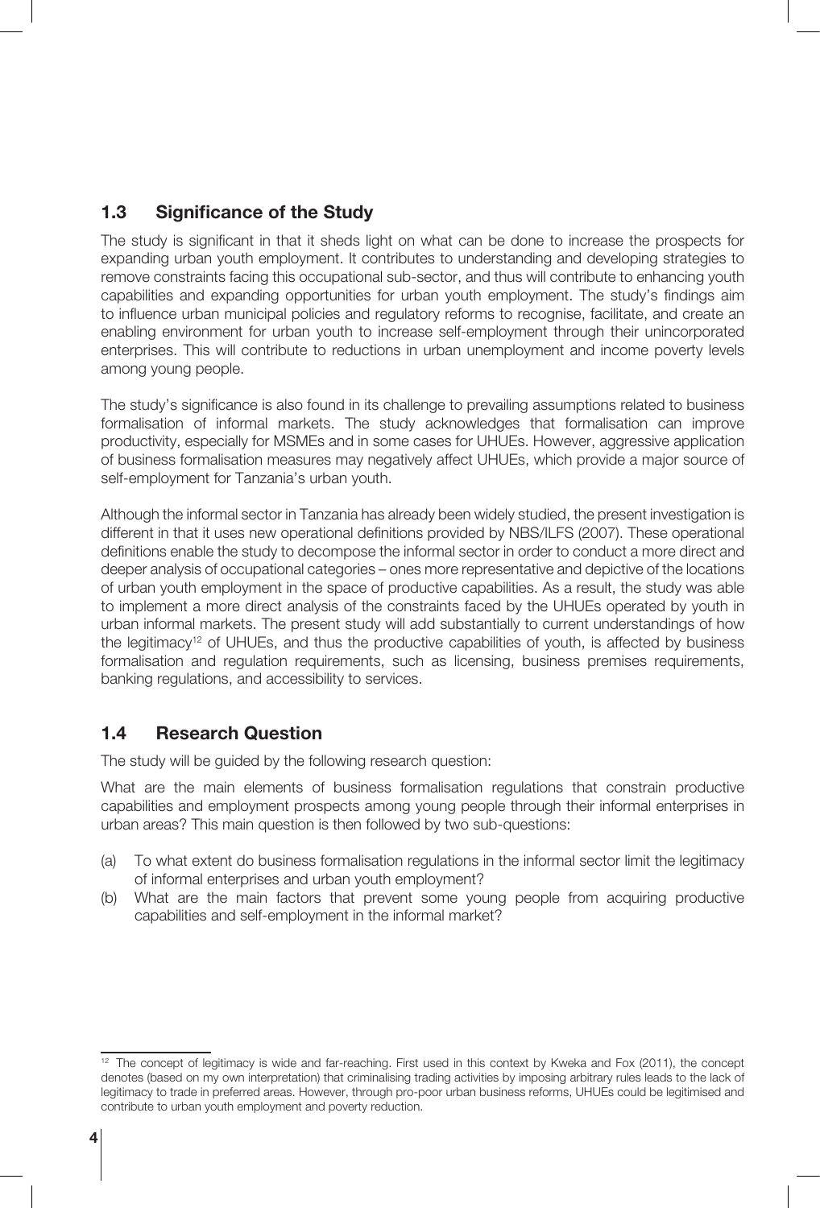## 1.3 Significance of the Study

The study is significant in that it sheds light on what can be done to increase the prospects for expanding urban youth employment. It contributes to understanding and developing strategies to remove constraints facing this occupational sub-sector, and thus will contribute to enhancing youth capabilities and expanding opportunities for urban youth employment. The study's findings aim to influence urban municipal policies and regulatory reforms to recognise, facilitate, and create an enabling environment for urban youth to increase self-employment through their unincorporated enterprises. This will contribute to reductions in urban unemployment and income poverty levels among young people.

The study's significance is also found in its challenge to prevailing assumptions related to business formalisation of informal markets. The study acknowledges that formalisation can improve productivity, especially for MSMEs and in some cases for UHUEs. However, aggressive application of business formalisation measures may negatively affect UHUEs, which provide a major source of self-employment for Tanzania's urban youth.

Although the informal sector in Tanzania has already been widely studied, the present investigation is different in that it uses new operational definitions provided by NBS/ILFS (2007). These operational definitions enable the study to decompose the informal sector in order to conduct a more direct and deeper analysis of occupational categories – ones more representative and depictive of the locations of urban youth employment in the space of productive capabilities. As a result, the study was able to implement a more direct analysis of the constraints faced by the UHUEs operated by youth in urban informal markets. The present study will add substantially to current understandings of how the legitimacy[12] of UHUEs, and thus the productive capabilities of youth, is affected by business formalisation and regulation requirements, such as licensing, business premises requirements, banking regulations, and accessibility to services.

## 1.4 Research Question

The study will be guided by the following research question:

What are the main elements of business formalisation regulations that constrain productive capabilities and employment prospects among young people through their informal enterprises in urban areas? This main question is then followed by two sub-questions:

(a) To what extent do business formalisation regulations in the informal sector limit the legitimacy of informal enterprises and urban youth employment?

(b) What are the main factors that prevent some young people from acquiring productive capabilities and self-employment in the informal market?

---

[12] The concept of legitimacy is wide and far-reaching. First used in this context by Kweka and Fox (2011), the concept denotes (based on my own interpretation) that criminalising trading activities by imposing arbitrary rules leads to the lack of legitimacy to trade in preferred areas. However, through pro-poor urban business reforms, UHUEs could be legitimised and contribute to urban youth employment and poverty reduction.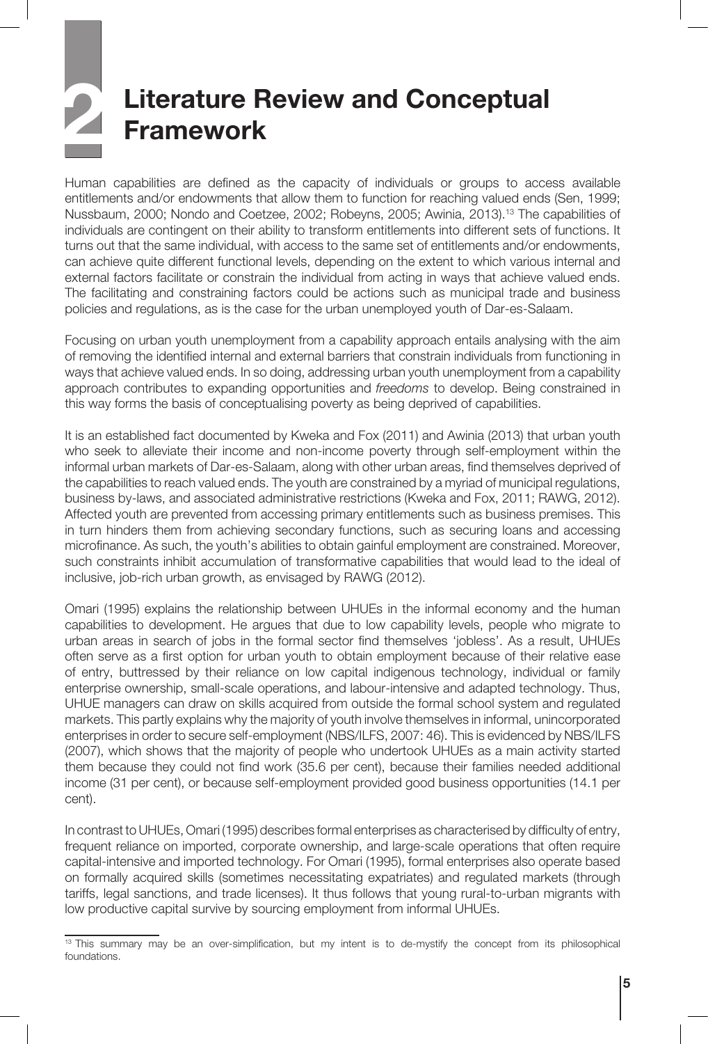# 2 Literature Review and Conceptual Framework

Human capabilities are defined as the capacity of individuals or groups to access available entitlements and/or endowments that allow them to function for reaching valued ends (Sen, 1999; Nussbaum, 2000; Nondo and Coetzee, 2002; Robeyns, 2005; Awinia, 2013).[13] The capabilities of individuals are contingent on their ability to transform entitlements into different sets of functions. It turns out that the same individual, with access to the same set of entitlements and/or endowments, can achieve quite different functional levels, depending on the extent to which various internal and external factors facilitate or constrain the individual from acting in ways that achieve valued ends. The facilitating and constraining factors could be actions such as municipal trade and business policies and regulations, as is the case for the urban unemployed youth of Dar-es-Salaam.

Focusing on urban youth unemployment from a capability approach entails analysing with the aim of removing the identified internal and external barriers that constrain individuals from functioning in ways that achieve valued ends. In so doing, addressing urban youth unemployment from a capability approach contributes to expanding opportunities and *freedoms* to develop. Being constrained in this way forms the basis of conceptualising poverty as being deprived of capabilities.

It is an established fact documented by Kweka and Fox (2011) and Awinia (2013) that urban youth who seek to alleviate their income and non-income poverty through self-employment within the informal urban markets of Dar-es-Salaam, along with other urban areas, find themselves deprived of the capabilities to reach valued ends. The youth are constrained by a myriad of municipal regulations, business by-laws, and associated administrative restrictions (Kweka and Fox, 2011; RAWG, 2012). Affected youth are prevented from accessing primary entitlements such as business premises. This in turn hinders them from achieving secondary functions, such as securing loans and accessing microfinance. As such, the youth's abilities to obtain gainful employment are constrained. Moreover, such constraints inhibit accumulation of transformative capabilities that would lead to the ideal of inclusive, job-rich urban growth, as envisaged by RAWG (2012).

Omari (1995) explains the relationship between UHUEs in the informal economy and the human capabilities to development. He argues that due to low capability levels, people who migrate to urban areas in search of jobs in the formal sector find themselves 'jobless'. As a result, UHUEs often serve as a first option for urban youth to obtain employment because of their relative ease of entry, buttressed by their reliance on low capital indigenous technology, individual or family enterprise ownership, small-scale operations, and labour-intensive and adapted technology. Thus, UHUE managers can draw on skills acquired from outside the formal school system and regulated markets. This partly explains why the majority of youth involve themselves in informal, unincorporated enterprises in order to secure self-employment (NBS/ILFS, 2007: 46). This is evidenced by NBS/ILFS (2007), which shows that the majority of people who undertook UHUEs as a main activity started them because they could not find work (35.6 per cent), because their families needed additional income (31 per cent), or because self-employment provided good business opportunities (14.1 per cent).

In contrast to UHUEs, Omari (1995) describes formal enterprises as characterised by difficulty of entry, frequent reliance on imported, corporate ownership, and large-scale operations that often require capital-intensive and imported technology. For Omari (1995), formal enterprises also operate based on formally acquired skills (sometimes necessitating expatriates) and regulated markets (through tariffs, legal sanctions, and trade licenses). It thus follows that young rural-to-urban migrants with low productive capital survive by sourcing employment from informal UHUEs.

[13] This summary may be an over-simplification, but my intent is to de-mystify the concept from its philosophical foundations.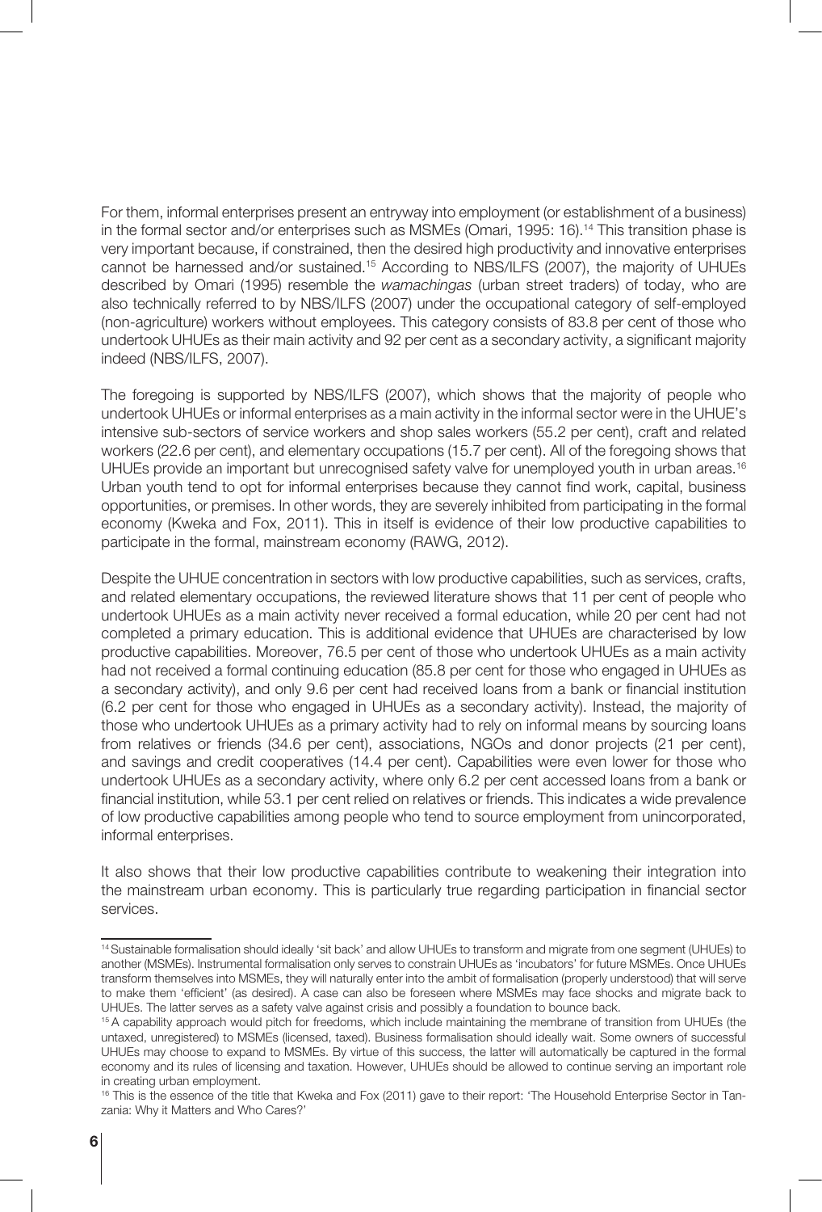For them, informal enterprises present an entryway into employment (or establishment of a business) in the formal sector and/or enterprises such as MSMEs (Omari, 1995: 16).[14] This transition phase is very important because, if constrained, then the desired high productivity and innovative enterprises cannot be harnessed and/or sustained.[15] According to NBS/ILFS (2007), the majority of UHUEs described by Omari (1995) resemble the *wamachingas* (urban street traders) of today, who are also technically referred to by NBS/ILFS (2007) under the occupational category of self-employed (non-agriculture) workers without employees. This category consists of 83.8 per cent of those who undertook UHUEs as their main activity and 92 per cent as a secondary activity, a significant majority indeed (NBS/ILFS, 2007).

The foregoing is supported by NBS/ILFS (2007), which shows that the majority of people who undertook UHUEs or informal enterprises as a main activity in the informal sector were in the UHUE's intensive sub-sectors of service workers and shop sales workers (55.2 per cent), craft and related workers (22.6 per cent), and elementary occupations (15.7 per cent). All of the foregoing shows that UHUEs provide an important but unrecognised safety valve for unemployed youth in urban areas.[16] Urban youth tend to opt for informal enterprises because they cannot find work, capital, business opportunities, or premises. In other words, they are severely inhibited from participating in the formal economy (Kweka and Fox, 2011). This in itself is evidence of their low productive capabilities to participate in the formal, mainstream economy (RAWG, 2012).

Despite the UHUE concentration in sectors with low productive capabilities, such as services, crafts, and related elementary occupations, the reviewed literature shows that 11 per cent of people who undertook UHUEs as a main activity never received a formal education, while 20 per cent had not completed a primary education. This is additional evidence that UHUEs are characterised by low productive capabilities. Moreover, 76.5 per cent of those who undertook UHUEs as a main activity had not received a formal continuing education (85.8 per cent for those who engaged in UHUEs as a secondary activity), and only 9.6 per cent had received loans from a bank or financial institution (6.2 per cent for those who engaged in UHUEs as a secondary activity). Instead, the majority of those who undertook UHUEs as a primary activity had to rely on informal means by sourcing loans from relatives or friends (34.6 per cent), associations, NGOs and donor projects (21 per cent), and savings and credit cooperatives (14.4 per cent). Capabilities were even lower for those who undertook UHUEs as a secondary activity, where only 6.2 per cent accessed loans from a bank or financial institution, while 53.1 per cent relied on relatives or friends. This indicates a wide prevalence of low productive capabilities among people who tend to source employment from unincorporated, informal enterprises.

It also shows that their low productive capabilities contribute to weakening their integration into the mainstream urban economy. This is particularly true regarding participation in financial sector services.

---

[14] Sustainable formalisation should ideally 'sit back' and allow UHUEs to transform and migrate from one segment (UHUEs) to another (MSMEs). Instrumental formalisation only serves to constrain UHUEs as 'incubators' for future MSMEs. Once UHUEs transform themselves into MSMEs, they will naturally enter into the ambit of formalisation (properly understood) that will serve to make them 'efficient' (as desired). A case can also be foreseen where MSMEs may face shocks and migrate back to UHUEs. The latter serves as a safety valve against crisis and possibly a foundation to bounce back.

[15] A capability approach would pitch for freedoms, which include maintaining the membrane of transition from UHUEs (the untaxed, unregistered) to MSMEs (licensed, taxed). Business formalisation should ideally wait. Some owners of successful UHUEs may choose to expand to MSMEs. By virtue of this success, the latter will automatically be captured in the formal economy and its rules of licensing and taxation. However, UHUEs should be allowed to continue serving an important role in creating urban employment.

[16] This is the essence of the title that Kweka and Fox (2011) gave to their report: 'The Household Enterprise Sector in Tanzania: Why it Matters and Who Cares?'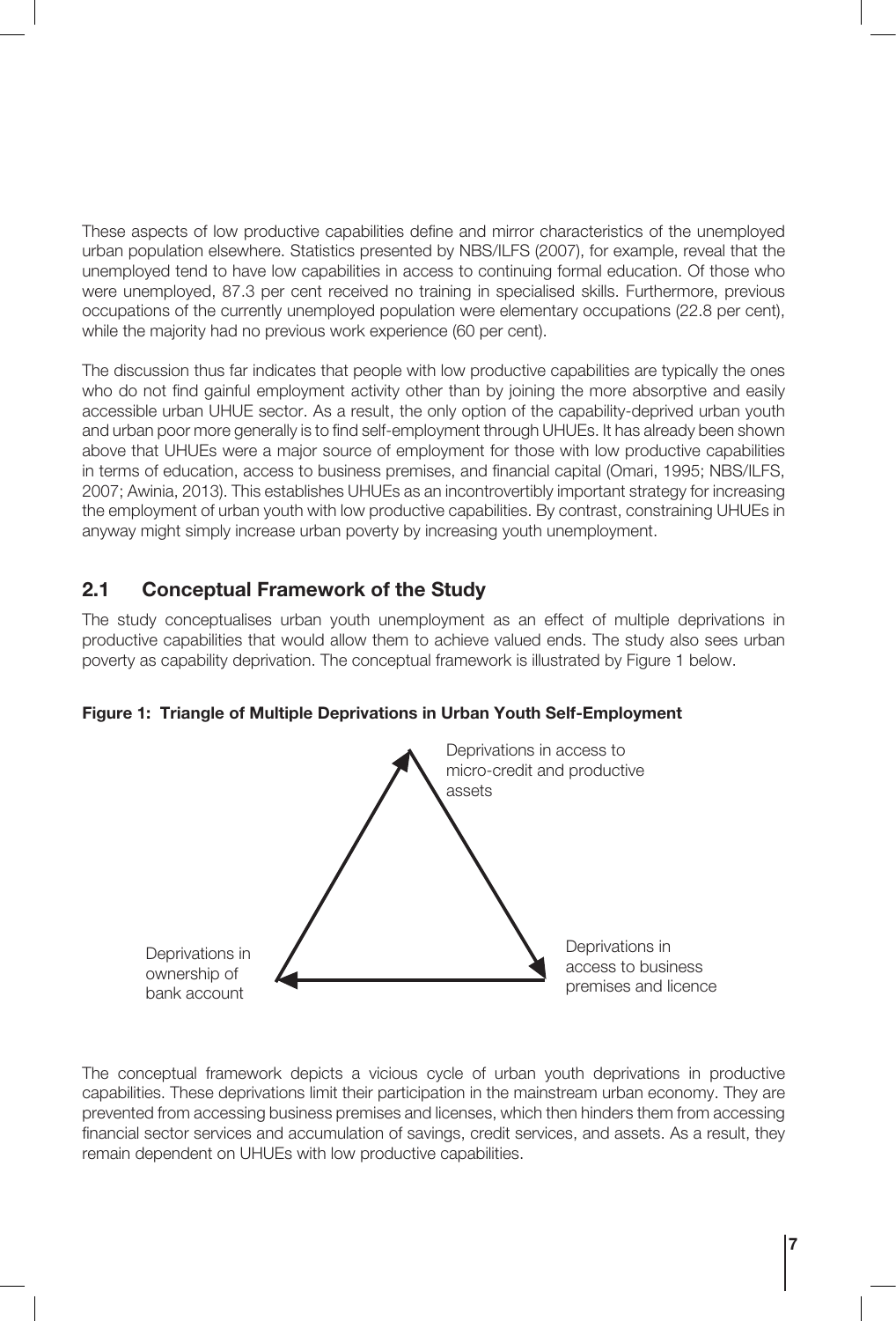These aspects of low productive capabilities define and mirror characteristics of the unemployed urban population elsewhere. Statistics presented by NBS/ILFS (2007), for example, reveal that the unemployed tend to have low capabilities in access to continuing formal education. Of those who were unemployed, 87.3 per cent received no training in specialised skills. Furthermore, previous occupations of the currently unemployed population were elementary occupations (22.8 per cent), while the majority had no previous work experience (60 per cent).

The discussion thus far indicates that people with low productive capabilities are typically the ones who do not find gainful employment activity other than by joining the more absorptive and easily accessible urban UHUE sector. As a result, the only option of the capability-deprived urban youth and urban poor more generally is to find self-employment through UHUEs. It has already been shown above that UHUEs were a major source of employment for those with low productive capabilities in terms of education, access to business premises, and financial capital (Omari, 1995; NBS/ILFS, 2007; Awinia, 2013). This establishes UHUEs as an incontrovertibly important strategy for increasing the employment of urban youth with low productive capabilities. By contrast, constraining UHUEs in anyway might simply increase urban poverty by increasing youth unemployment.

## 2.1 Conceptual Framework of the Study

The study conceptualises urban youth unemployment as an effect of multiple deprivations in productive capabilities that would allow them to achieve valued ends. The study also sees urban poverty as capability deprivation. The conceptual framework is illustrated by Figure 1 below.

**Figure 1: Triangle of Multiple Deprivations in Urban Youth Self-Employment**

Deprivations in access to micro-credit and productive assets

Deprivations in access to business premises and licence

Deprivations in ownership of bank account

The conceptual framework depicts a vicious cycle of urban youth deprivations in productive capabilities. These deprivations limit their participation in the mainstream urban economy. They are prevented from accessing business premises and licenses, which then hinders them from accessing financial sector services and accumulation of savings, credit services, and assets. As a result, they remain dependent on UHUEs with low productive capabilities.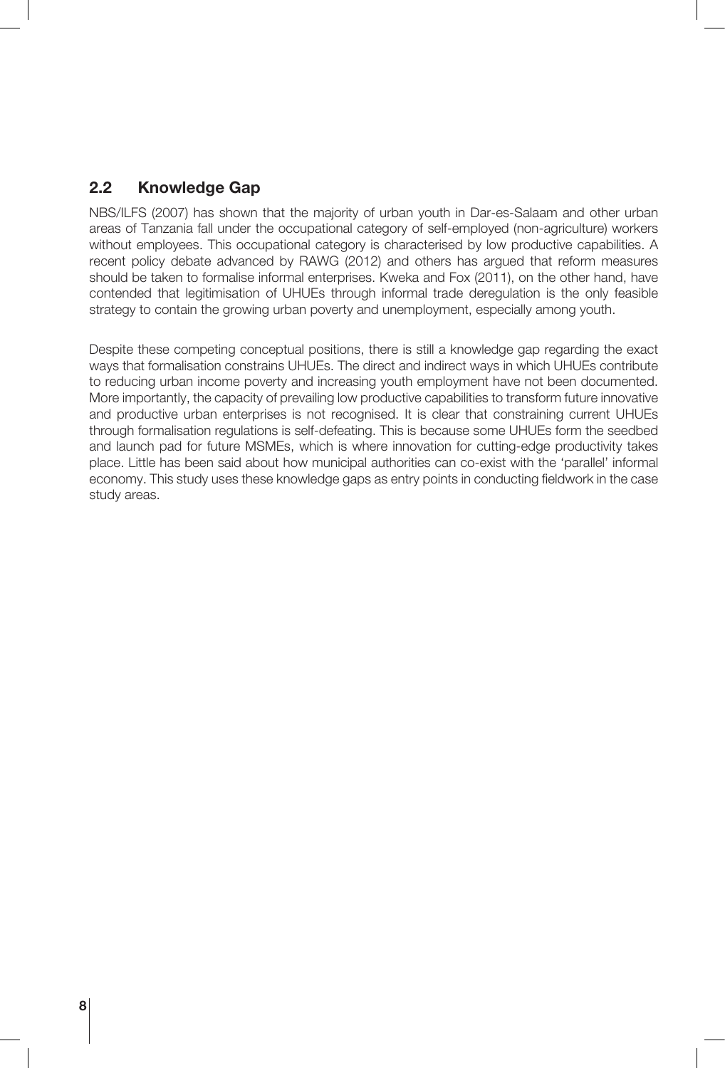## 2.2 Knowledge Gap

NBS/ILFS (2007) has shown that the majority of urban youth in Dar-es-Salaam and other urban areas of Tanzania fall under the occupational category of self-employed (non-agriculture) workers without employees. This occupational category is characterised by low productive capabilities. A recent policy debate advanced by RAWG (2012) and others has argued that reform measures should be taken to formalise informal enterprises. Kweka and Fox (2011), on the other hand, have contended that legitimisation of UHUEs through informal trade deregulation is the only feasible strategy to contain the growing urban poverty and unemployment, especially among youth.

Despite these competing conceptual positions, there is still a knowledge gap regarding the exact ways that formalisation constrains UHUEs. The direct and indirect ways in which UHUEs contribute to reducing urban income poverty and increasing youth employment have not been documented. More importantly, the capacity of prevailing low productive capabilities to transform future innovative and productive urban enterprises is not recognised. It is clear that constraining current UHUEs through formalisation regulations is self-defeating. This is because some UHUEs form the seedbed and launch pad for future MSMEs, which is where innovation for cutting-edge productivity takes place. Little has been said about how municipal authorities can co-exist with the 'parallel' informal economy. This study uses these knowledge gaps as entry points in conducting fieldwork in the case study areas.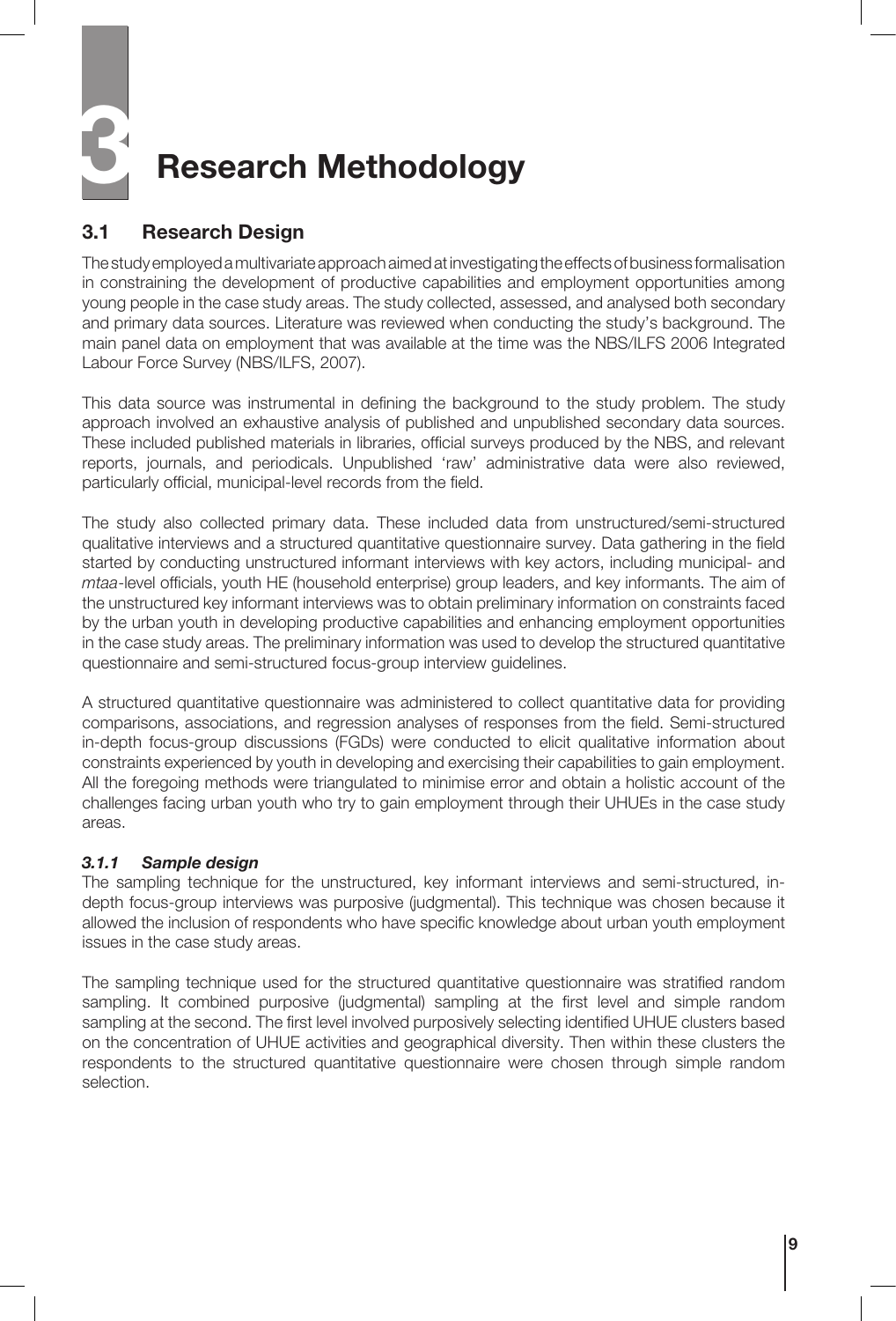# 3 Research Methodology

## 3.1 Research Design

The study employed a multivariate approach aimed at investigating the effects of business formalisation in constraining the development of productive capabilities and employment opportunities among young people in the case study areas. The study collected, assessed, and analysed both secondary and primary data sources. Literature was reviewed when conducting the study's background. The main panel data on employment that was available at the time was the NBS/ILFS 2006 Integrated Labour Force Survey (NBS/ILFS, 2007).

This data source was instrumental in defining the background to the study problem. The study approach involved an exhaustive analysis of published and unpublished secondary data sources. These included published materials in libraries, official surveys produced by the NBS, and relevant reports, journals, and periodicals. Unpublished 'raw' administrative data were also reviewed, particularly official, municipal-level records from the field.

The study also collected primary data. These included data from unstructured/semi-structured qualitative interviews and a structured quantitative questionnaire survey. Data gathering in the field started by conducting unstructured informant interviews with key actors, including municipal- and *mtaa*-level officials, youth HE (household enterprise) group leaders, and key informants. The aim of the unstructured key informant interviews was to obtain preliminary information on constraints faced by the urban youth in developing productive capabilities and enhancing employment opportunities in the case study areas. The preliminary information was used to develop the structured quantitative questionnaire and semi-structured focus-group interview guidelines.

A structured quantitative questionnaire was administered to collect quantitative data for providing comparisons, associations, and regression analyses of responses from the field. Semi-structured in-depth focus-group discussions (FGDs) were conducted to elicit qualitative information about constraints experienced by youth in developing and exercising their capabilities to gain employment. All the foregoing methods were triangulated to minimise error and obtain a holistic account of the challenges facing urban youth who try to gain employment through their UHUEs in the case study areas.

### *3.1.1 Sample design*

The sampling technique for the unstructured, key informant interviews and semi-structured, in-depth focus-group interviews was purposive (judgmental). This technique was chosen because it allowed the inclusion of respondents who have specific knowledge about urban youth employment issues in the case study areas.

The sampling technique used for the structured quantitative questionnaire was stratified random sampling. It combined purposive (judgmental) sampling at the first level and simple random sampling at the second. The first level involved purposively selecting identified UHUE clusters based on the concentration of UHUE activities and geographical diversity. Then within these clusters the respondents to the structured quantitative questionnaire were chosen through simple random selection.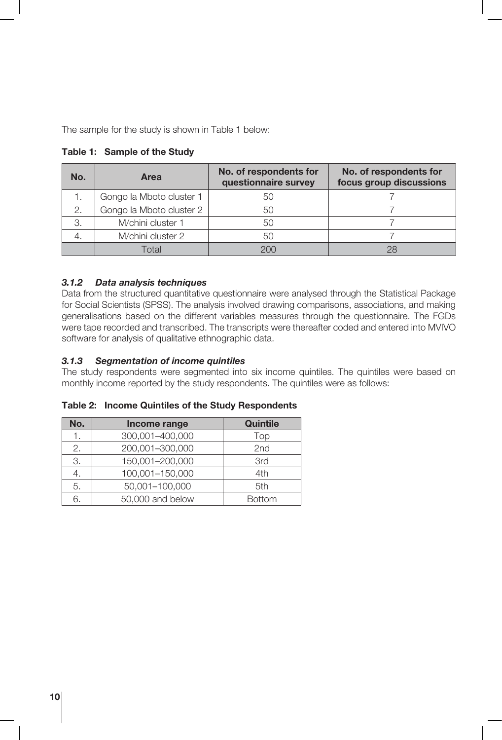The sample for the study is shown in Table 1 below:

**Table 1: Sample of the Study**

| No. | Area | No. of respondents for questionnaire survey | No. of respondents for focus group discussions |
|---|---|---|---|
| 1. | Gongo la Mboto cluster 1 | 50 | 7 |
| 2. | Gongo la Mboto cluster 2 | 50 | 7 |
| 3. | M/chini cluster 1 | 50 | 7 |
| 4. | M/chini cluster 2 | 50 | 7 |
| | Total | 200 | 28 |

#### *3.1.2 Data analysis techniques*

Data from the structured quantitative questionnaire were analysed through the Statistical Package for Social Scientists (SPSS). The analysis involved drawing comparisons, associations, and making generalisations based on the different variables measures through the questionnaire. The FGDs were tape recorded and transcribed. The transcripts were thereafter coded and entered into MVIVO software for analysis of qualitative ethnographic data.

#### *3.1.3 Segmentation of income quintiles*

The study respondents were segmented into six income quintiles. The quintiles were based on monthly income reported by the study respondents. The quintiles were as follows:

**Table 2: Income Quintiles of the Study Respondents**

| No. | Income range | Quintile |
|---|---|---|
| 1. | 300,001–400,000 | Top |
| 2. | 200,001–300,000 | 2nd |
| 3. | 150,001–200,000 | 3rd |
| 4. | 100,001–150,000 | 4th |
| 5. | 50,001–100,000 | 5th |
| 6. | 50,000 and below | Bottom |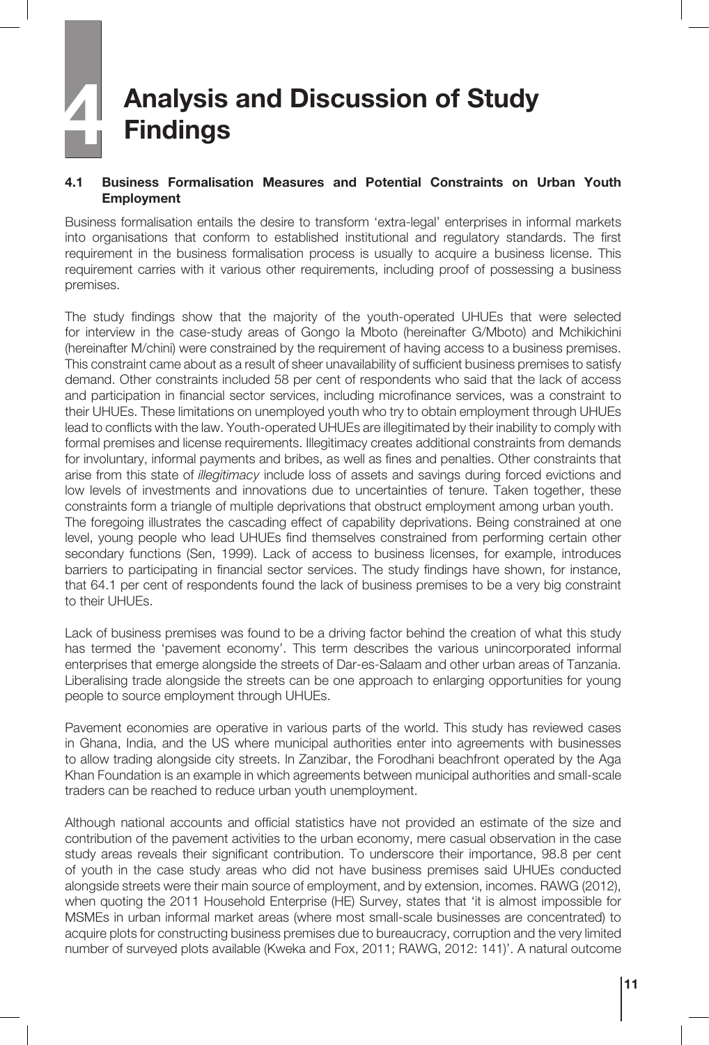# 4 Analysis and Discussion of Study Findings

## 4.1 Business Formalisation Measures and Potential Constraints on Urban Youth Employment

Business formalisation entails the desire to transform 'extra-legal' enterprises in informal markets into organisations that conform to established institutional and regulatory standards. The first requirement in the business formalisation process is usually to acquire a business license. This requirement carries with it various other requirements, including proof of possessing a business premises.

The study findings show that the majority of the youth-operated UHUEs that were selected for interview in the case-study areas of Gongo la Mboto (hereinafter G/Mboto) and Mchikichini (hereinafter M/chini) were constrained by the requirement of having access to a business premises. This constraint came about as a result of sheer unavailability of sufficient business premises to satisfy demand. Other constraints included 58 per cent of respondents who said that the lack of access and participation in financial sector services, including microfinance services, was a constraint to their UHUEs. These limitations on unemployed youth who try to obtain employment through UHUEs lead to conflicts with the law. Youth-operated UHUEs are illegitimated by their inability to comply with formal premises and license requirements. Illegitimacy creates additional constraints from demands for involuntary, informal payments and bribes, as well as fines and penalties. Other constraints that arise from this state of *illegitimacy* include loss of assets and savings during forced evictions and low levels of investments and innovations due to uncertainties of tenure. Taken together, these constraints form a triangle of multiple deprivations that obstruct employment among urban youth.

The foregoing illustrates the cascading effect of capability deprivations. Being constrained at one level, young people who lead UHUEs find themselves constrained from performing certain other secondary functions (Sen, 1999). Lack of access to business licenses, for example, introduces barriers to participating in financial sector services. The study findings have shown, for instance, that 64.1 per cent of respondents found the lack of business premises to be a very big constraint to their UHUEs.

Lack of business premises was found to be a driving factor behind the creation of what this study has termed the 'pavement economy'. This term describes the various unincorporated informal enterprises that emerge alongside the streets of Dar-es-Salaam and other urban areas of Tanzania. Liberalising trade alongside the streets can be one approach to enlarging opportunities for young people to source employment through UHUEs.

Pavement economies are operative in various parts of the world. This study has reviewed cases in Ghana, India, and the US where municipal authorities enter into agreements with businesses to allow trading alongside city streets. In Zanzibar, the Forodhani beachfront operated by the Aga Khan Foundation is an example in which agreements between municipal authorities and small-scale traders can be reached to reduce urban youth unemployment.

Although national accounts and official statistics have not provided an estimate of the size and contribution of the pavement activities to the urban economy, mere casual observation in the case study areas reveals their significant contribution. To underscore their importance, 98.8 per cent of youth in the case study areas who did not have business premises said UHUEs conducted alongside streets were their main source of employment, and by extension, incomes. RAWG (2012), when quoting the 2011 Household Enterprise (HE) Survey, states that 'it is almost impossible for MSMEs in urban informal market areas (where most small-scale businesses are concentrated) to acquire plots for constructing business premises due to bureaucracy, corruption and the very limited number of surveyed plots available (Kweka and Fox, 2011; RAWG, 2012: 141)'. A natural outcome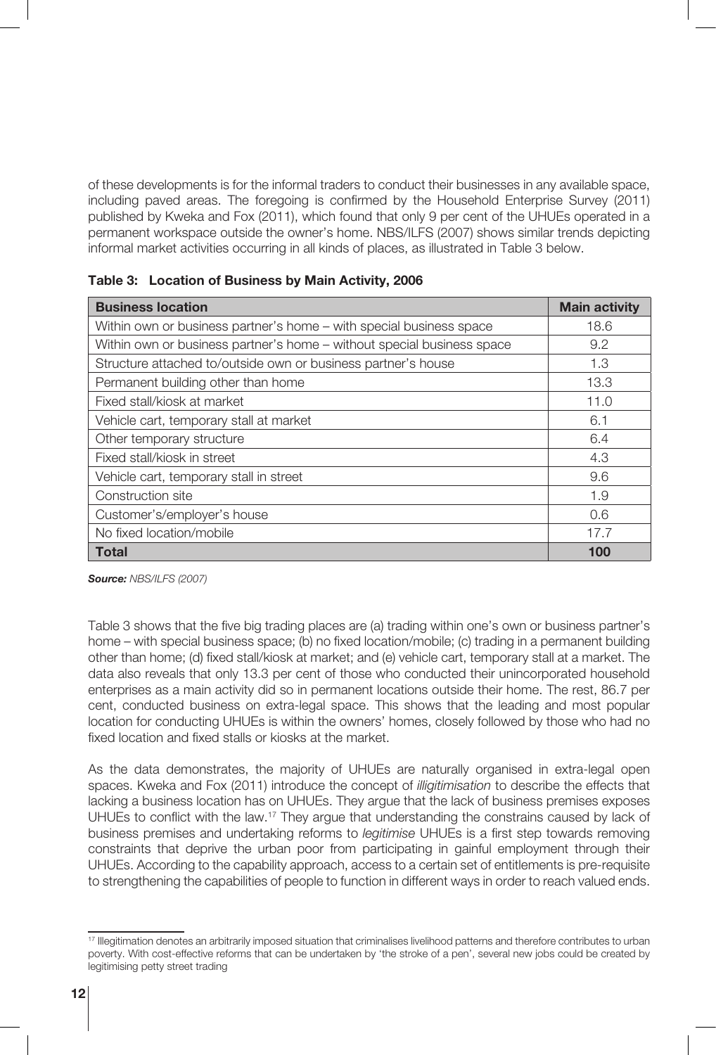of these developments is for the informal traders to conduct their businesses in any available space, including paved areas. The foregoing is confirmed by the Household Enterprise Survey (2011) published by Kweka and Fox (2011), which found that only 9 per cent of the UHUEs operated in a permanent workspace outside the owner's home. NBS/ILFS (2007) shows similar trends depicting informal market activities occurring in all kinds of places, as illustrated in Table 3 below.

**Table 3: Location of Business by Main Activity, 2006**

| Business location | Main activity |
|---|---|
| Within own or business partner's home – with special business space | 18.6 |
| Within own or business partner's home – without special business space | 9.2 |
| Structure attached to/outside own or business partner's house | 1.3 |
| Permanent building other than home | 13.3 |
| Fixed stall/kiosk at market | 11.0 |
| Vehicle cart, temporary stall at market | 6.1 |
| Other temporary structure | 6.4 |
| Fixed stall/kiosk in street | 4.3 |
| Vehicle cart, temporary stall in street | 9.6 |
| Construction site | 1.9 |
| Customer's/employer's house | 0.6 |
| No fixed location/mobile | 17.7 |
| **Total** | **100** |

***Source:*** *NBS/ILFS (2007)*

Table 3 shows that the five big trading places are (a) trading within one's own or business partner's home – with special business space; (b) no fixed location/mobile; (c) trading in a permanent building other than home; (d) fixed stall/kiosk at market; and (e) vehicle cart, temporary stall at a market. The data also reveals that only 13.3 per cent of those who conducted their unincorporated household enterprises as a main activity did so in permanent locations outside their home. The rest, 86.7 per cent, conducted business on extra-legal space. This shows that the leading and most popular location for conducting UHUEs is within the owners' homes, closely followed by those who had no fixed location and fixed stalls or kiosks at the market.

As the data demonstrates, the majority of UHUEs are naturally organised in extra-legal open spaces. Kweka and Fox (2011) introduce the concept of *illigitimisation* to describe the effects that lacking a business location has on UHUEs. They argue that the lack of business premises exposes UHUEs to conflict with the law.[17] They argue that understanding the constrains caused by lack of business premises and undertaking reforms to *legitimise* UHUEs is a first step towards removing constraints that deprive the urban poor from participating in gainful employment through their UHUEs. According to the capability approach, access to a certain set of entitlements is pre-requisite to strengthening the capabilities of people to function in different ways in order to reach valued ends.

[17] Illegitimation denotes an arbitrarily imposed situation that criminalises livelihood patterns and therefore contributes to urban poverty. With cost-effective reforms that can be undertaken by 'the stroke of a pen', several new jobs could be created by legitimising petty street trading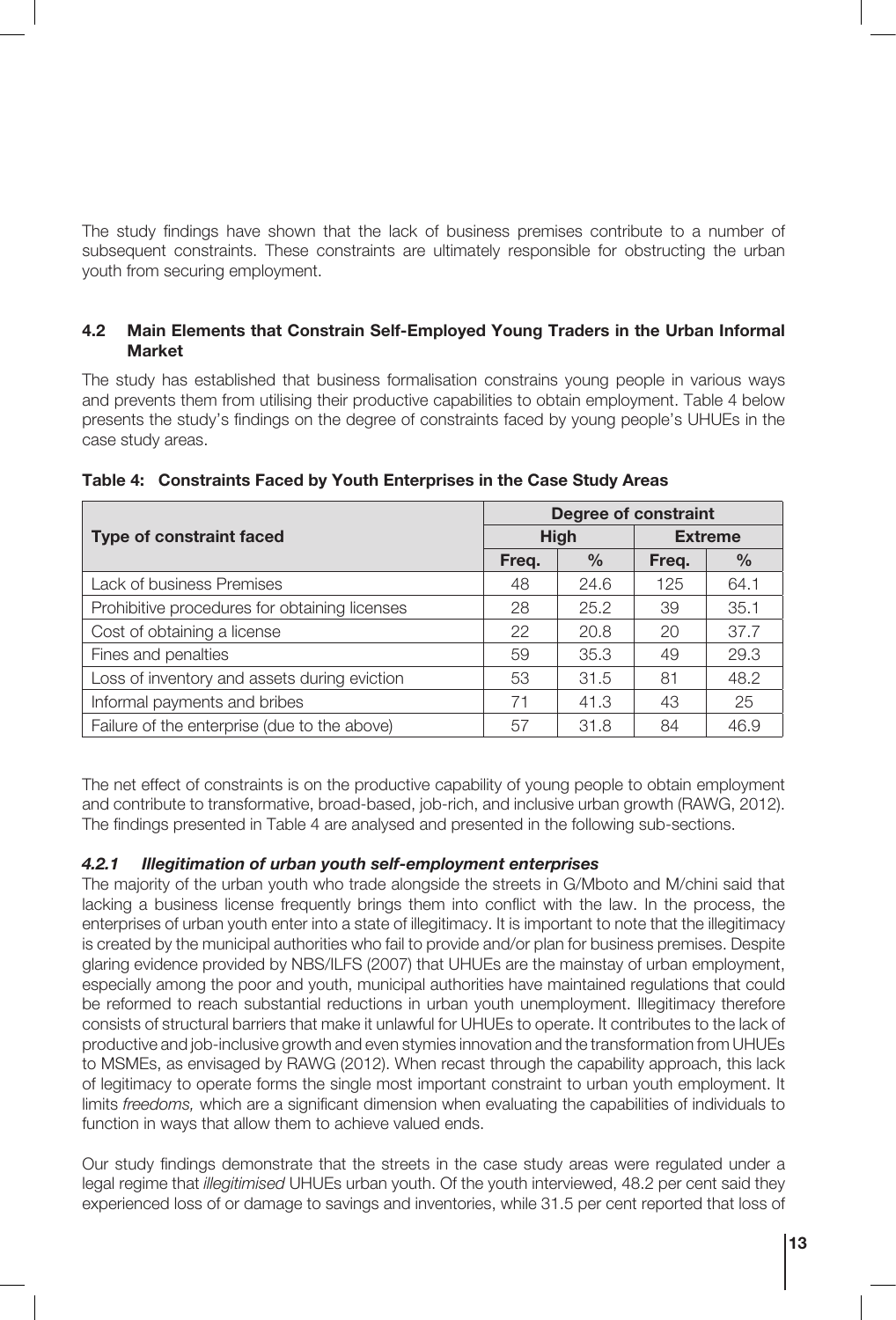The study findings have shown that the lack of business premises contribute to a number of subsequent constraints. These constraints are ultimately responsible for obstructing the urban youth from securing employment.

### 4.2 Main Elements that Constrain Self-Employed Young Traders in the Urban Informal Market

The study has established that business formalisation constrains young people in various ways and prevents them from utilising their productive capabilities to obtain employment. Table 4 below presents the study's findings on the degree of constraints faced by young people's UHUEs in the case study areas.

**Table 4: Constraints Faced by Youth Enterprises in the Case Study Areas**

| Type of constraint faced | Degree of constraint | | | |
|---|---|---|---|---|
| | High | | Extreme | |
| | Freq. | % | Freq. | % |
| Lack of business Premises | 48 | 24.6 | 125 | 64.1 |
| Prohibitive procedures for obtaining licenses | 28 | 25.2 | 39 | 35.1 |
| Cost of obtaining a license | 22 | 20.8 | 20 | 37.7 |
| Fines and penalties | 59 | 35.3 | 49 | 29.3 |
| Loss of inventory and assets during eviction | 53 | 31.5 | 81 | 48.2 |
| Informal payments and bribes | 71 | 41.3 | 43 | 25 |
| Failure of the enterprise (due to the above) | 57 | 31.8 | 84 | 46.9 |

The net effect of constraints is on the productive capability of young people to obtain employment and contribute to transformative, broad-based, job-rich, and inclusive urban growth (RAWG, 2012). The findings presented in Table 4 are analysed and presented in the following sub-sections.

#### *4.2.1 Illegitimation of urban youth self-employment enterprises*

The majority of the urban youth who trade alongside the streets in G/Mboto and M/chini said that lacking a business license frequently brings them into conflict with the law. In the process, the enterprises of urban youth enter into a state of illegitimacy. It is important to note that the illegitimacy is created by the municipal authorities who fail to provide and/or plan for business premises. Despite glaring evidence provided by NBS/ILFS (2007) that UHUEs are the mainstay of urban employment, especially among the poor and youth, municipal authorities have maintained regulations that could be reformed to reach substantial reductions in urban youth unemployment. Illegitimacy therefore consists of structural barriers that make it unlawful for UHUEs to operate. It contributes to the lack of productive and job-inclusive growth and even stymies innovation and the transformation from UHUEs to MSMEs, as envisaged by RAWG (2012). When recast through the capability approach, this lack of legitimacy to operate forms the single most important constraint to urban youth employment. It limits *freedoms,* which are a significant dimension when evaluating the capabilities of individuals to function in ways that allow them to achieve valued ends.

Our study findings demonstrate that the streets in the case study areas were regulated under a legal regime that *illegitimised* UHUEs urban youth. Of the youth interviewed, 48.2 per cent said they experienced loss of or damage to savings and inventories, while 31.5 per cent reported that loss of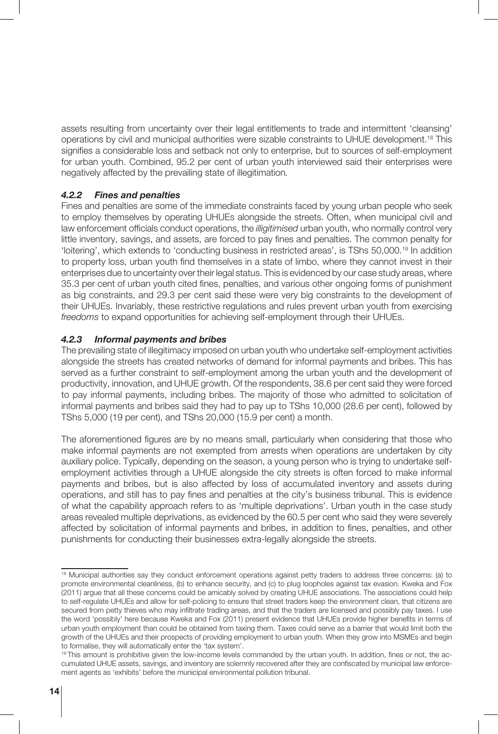assets resulting from uncertainty over their legal entitlements to trade and intermittent 'cleansing' operations by civil and municipal authorities were sizable constraints to UHUE development.[18] This signifies a considerable loss and setback not only to enterprise, but to sources of self-employment for urban youth. Combined, 95.2 per cent of urban youth interviewed said their enterprises were negatively affected by the prevailing state of illegitimation.

### *4.2.2 Fines and penalties*

Fines and penalties are some of the immediate constraints faced by young urban people who seek to employ themselves by operating UHUEs alongside the streets. Often, when municipal civil and law enforcement officials conduct operations, the *illigitimised* urban youth, who normally control very little inventory, savings, and assets, are forced to pay fines and penalties. The common penalty for 'loitering', which extends to 'conducting business in restricted areas', is TShs 50,000.[19] In addition to property loss, urban youth find themselves in a state of limbo, where they cannot invest in their enterprises due to uncertainty over their legal status. This is evidenced by our case study areas, where 35.3 per cent of urban youth cited fines, penalties, and various other ongoing forms of punishment as big constraints, and 29.3 per cent said these were very big constraints to the development of their UHUEs. Invariably, these restrictive regulations and rules prevent urban youth from exercising *freedoms* to expand opportunities for achieving self-employment through their UHUEs.

### *4.2.3 Informal payments and bribes*

The prevailing state of illegitimacy imposed on urban youth who undertake self-employment activities alongside the streets has created networks of demand for informal payments and bribes. This has served as a further constraint to self-employment among the urban youth and the development of productivity, innovation, and UHUE growth. Of the respondents, 38.6 per cent said they were forced to pay informal payments, including bribes. The majority of those who admitted to solicitation of informal payments and bribes said they had to pay up to TShs 10,000 (28.6 per cent), followed by TShs 5,000 (19 per cent), and TShs 20,000 (15.9 per cent) a month.

The aforementioned figures are by no means small, particularly when considering that those who make informal payments are not exempted from arrests when operations are undertaken by city auxiliary police. Typically, depending on the season, a young person who is trying to undertake self-employment activities through a UHUE alongside the city streets is often forced to make informal payments and bribes, but is also affected by loss of accumulated inventory and assets during operations, and still has to pay fines and penalties at the city's business tribunal. This is evidence of what the capability approach refers to as 'multiple deprivations'. Urban youth in the case study areas revealed multiple deprivations, as evidenced by the 60.5 per cent who said they were severely affected by solicitation of informal payments and bribes, in addition to fines, penalties, and other punishments for conducting their businesses extra-legally alongside the streets.

---

[18] Municipal authorities say they conduct enforcement operations against petty traders to address three concerns: (a) to promote environmental cleanliness, (b) to enhance security, and (c) to plug loopholes against tax evasion. Kweka and Fox (2011) argue that all these concerns could be amicably solved by creating UHUE associations. The associations could help to self-regulate UHUEs and allow for self-policing to ensure that street traders keep the environment clean, that citizens are secured from petty thieves who may infiltrate trading areas, and that the traders are licensed and possibly pay taxes. I use the word 'possibly' here because Kweka and Fox (2011) present evidence that UHUEs provide higher benefits in terms of urban youth employment than could be obtained from taxing them. Taxes could serve as a barrier that would limit both the growth of the UHUEs and their prospects of providing employment to urban youth. When they grow into MSMEs and begin to formalise, they will automatically enter the 'tax system'.

[19] This amount is prohibitive given the low-income levels commanded by the urban youth. In addition, fines or not, the accumulated UHUE assets, savings, and inventory are solemnly recovered after they are confiscated by municipal law enforcement agents as 'exhibits' before the municipal environmental pollution tribunal.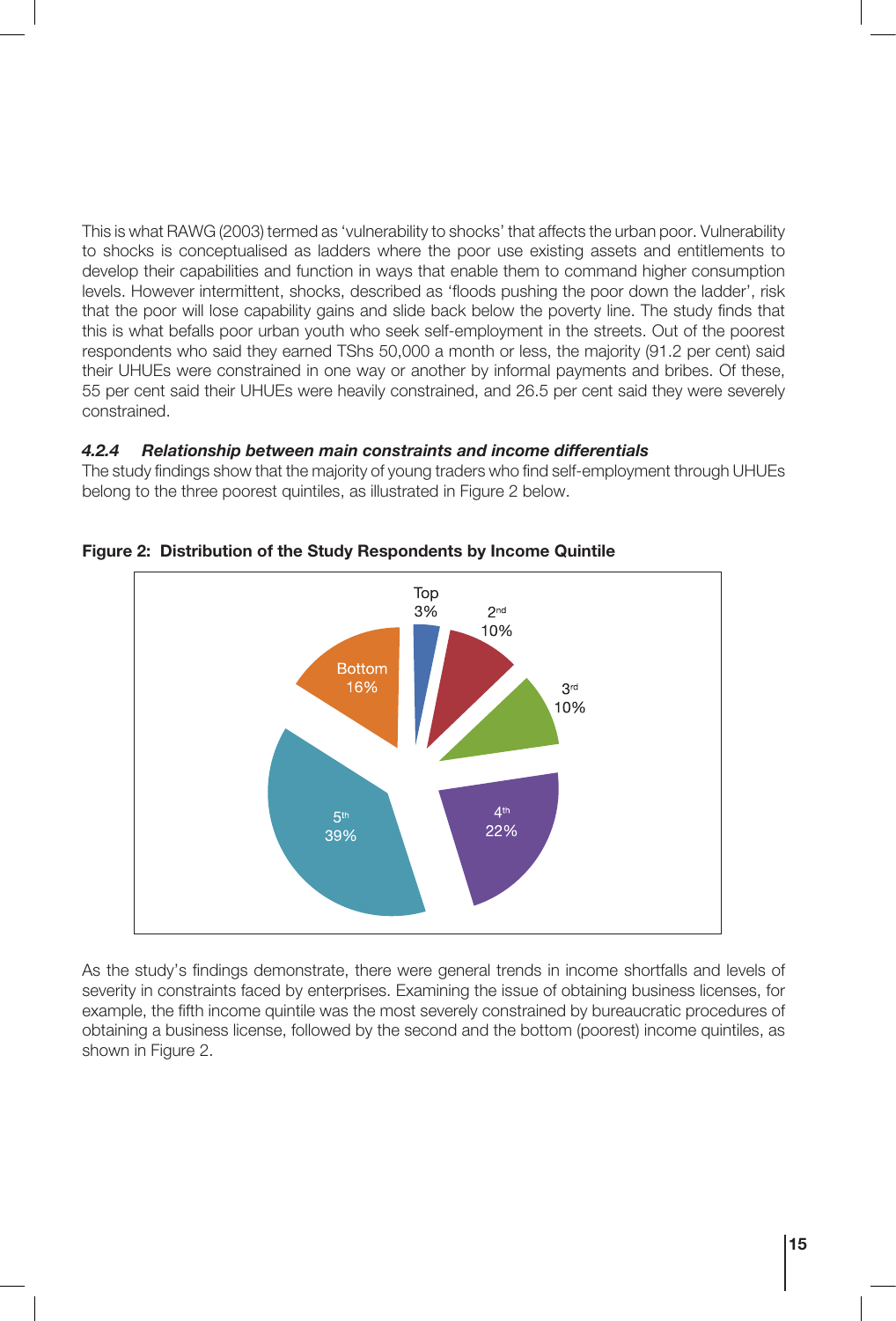This is what RAWG (2003) termed as 'vulnerability to shocks' that affects the urban poor. Vulnerability to shocks is conceptualised as ladders where the poor use existing assets and entitlements to develop their capabilities and function in ways that enable them to command higher consumption levels. However intermittent, shocks, described as 'floods pushing the poor down the ladder', risk that the poor will lose capability gains and slide back below the poverty line. The study finds that this is what befalls poor urban youth who seek self-employment in the streets. Out of the poorest respondents who said they earned TShs 50,000 a month or less, the majority (91.2 per cent) said their UHUEs were constrained in one way or another by informal payments and bribes. Of these, 55 per cent said their UHUEs were heavily constrained, and 26.5 per cent said they were severely constrained.

#### *4.2.4 Relationship between main constraints and income differentials*

The study findings show that the majority of young traders who find self-employment through UHUEs belong to the three poorest quintiles, as illustrated in Figure 2 below.

**Figure 2: Distribution of the Study Respondents by Income Quintile**

| Income Quintile | Share |
|---|---|
| Top | 3% |
| 2nd | 10% |
| 3rd | 10% |
| 4th | 22% |
| 5th | 39% |
| Bottom | 16% |

As the study's findings demonstrate, there were general trends in income shortfalls and levels of severity in constraints faced by enterprises. Examining the issue of obtaining business licenses, for example, the fifth income quintile was the most severely constrained by bureaucratic procedures of obtaining a business license, followed by the second and the bottom (poorest) income quintiles, as shown in Figure 2.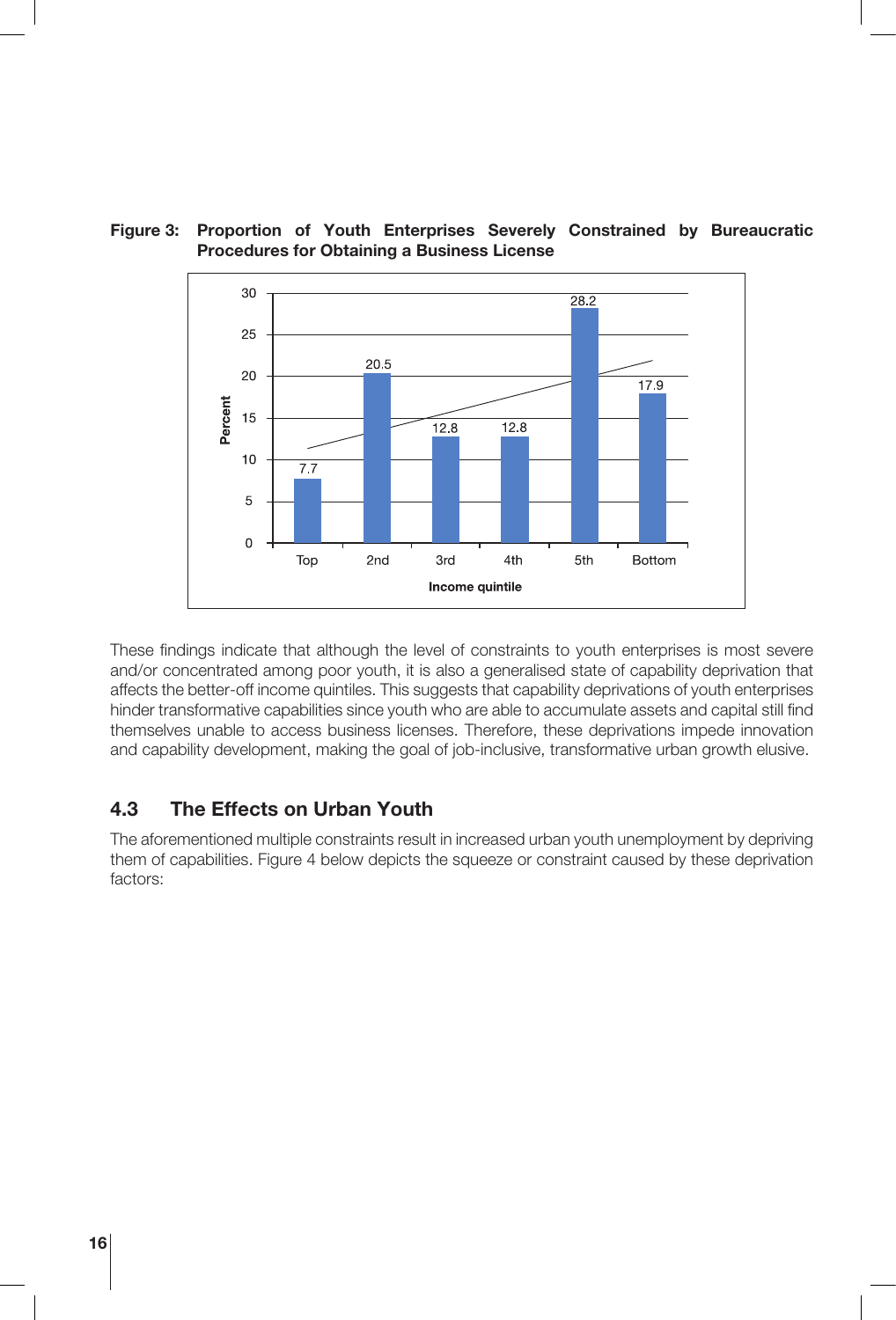**Figure 3: Proportion of Youth Enterprises Severely Constrained by Bureaucratic Procedures for Obtaining a Business License**

| Income quintile | Percent |
|---|---|
| Top | 7.7 |
| 2nd | 20.5 |
| 3rd | 12.8 |
| 4th | 12.8 |
| 5th | 28.2 |
| Bottom | 17.9 |

These findings indicate that although the level of constraints to youth enterprises is most severe and/or concentrated among poor youth, it is also a generalised state of capability deprivation that affects the better-off income quintiles. This suggests that capability deprivations of youth enterprises hinder transformative capabilities since youth who are able to accumulate assets and capital still find themselves unable to access business licenses. Therefore, these deprivations impede innovation and capability development, making the goal of job-inclusive, transformative urban growth elusive.

## 4.3 The Effects on Urban Youth

The aforementioned multiple constraints result in increased urban youth unemployment by depriving them of capabilities. Figure 4 below depicts the squeeze or constraint caused by these deprivation factors: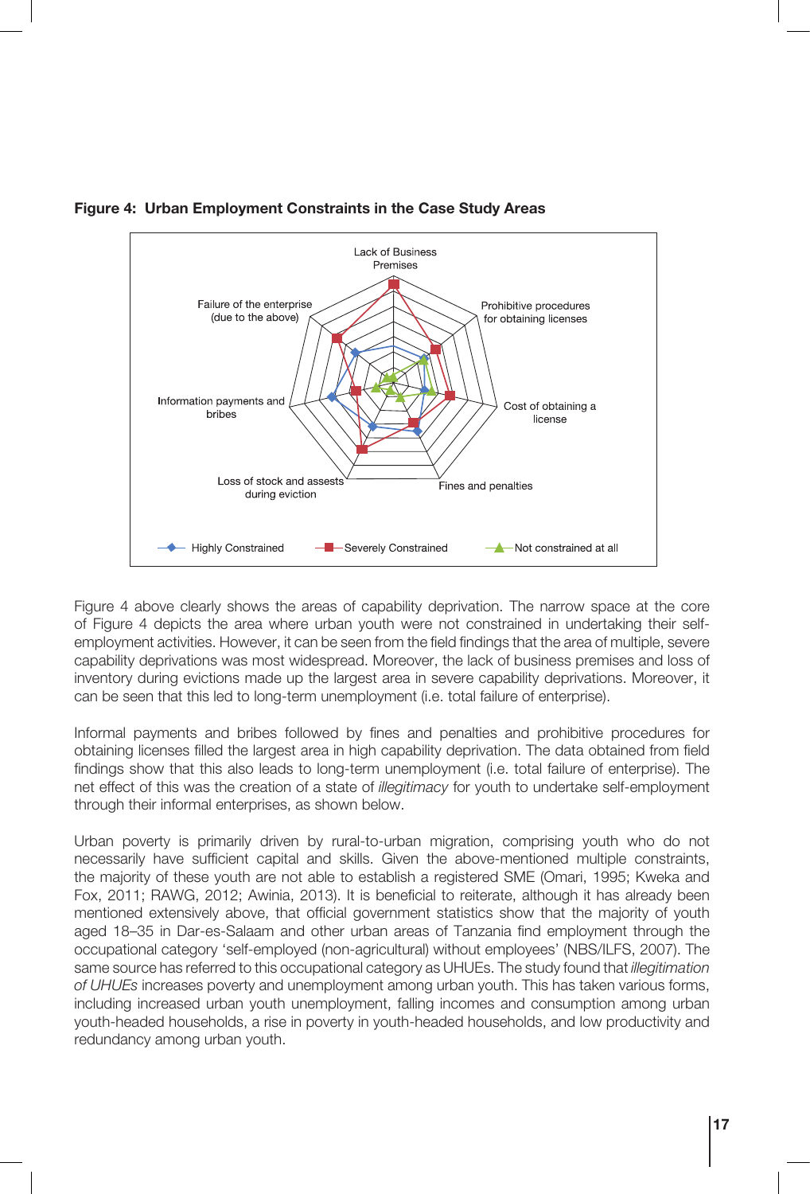**Figure 4: Urban Employment Constraints in the Case Study Areas**

Figure 4 above clearly shows the areas of capability deprivation. The narrow space at the core of Figure 4 depicts the area where urban youth were not constrained in undertaking their self-employment activities. However, it can be seen from the field findings that the area of multiple, severe capability deprivations was most widespread. Moreover, the lack of business premises and loss of inventory during evictions made up the largest area in severe capability deprivations. Moreover, it can be seen that this led to long-term unemployment (i.e. total failure of enterprise).

Informal payments and bribes followed by fines and penalties and prohibitive procedures for obtaining licenses filled the largest area in high capability deprivation. The data obtained from field findings show that this also leads to long-term unemployment (i.e. total failure of enterprise). The net effect of this was the creation of a state of *illegitimacy* for youth to undertake self-employment through their informal enterprises, as shown below.

Urban poverty is primarily driven by rural-to-urban migration, comprising youth who do not necessarily have sufficient capital and skills. Given the above-mentioned multiple constraints, the majority of these youth are not able to establish a registered SME (Omari, 1995; Kweka and Fox, 2011; RAWG, 2012; Awinia, 2013). It is beneficial to reiterate, although it has already been mentioned extensively above, that official government statistics show that the majority of youth aged 18–35 in Dar-es-Salaam and other urban areas of Tanzania find employment through the occupational category 'self-employed (non-agricultural) without employees' (NBS/ILFS, 2007). The same source has referred to this occupational category as UHUEs. The study found that *illegitimation of UHUEs* increases poverty and unemployment among urban youth. This has taken various forms, including increased urban youth unemployment, falling incomes and consumption among urban youth-headed households, a rise in poverty in youth-headed households, and low productivity and redundancy among urban youth.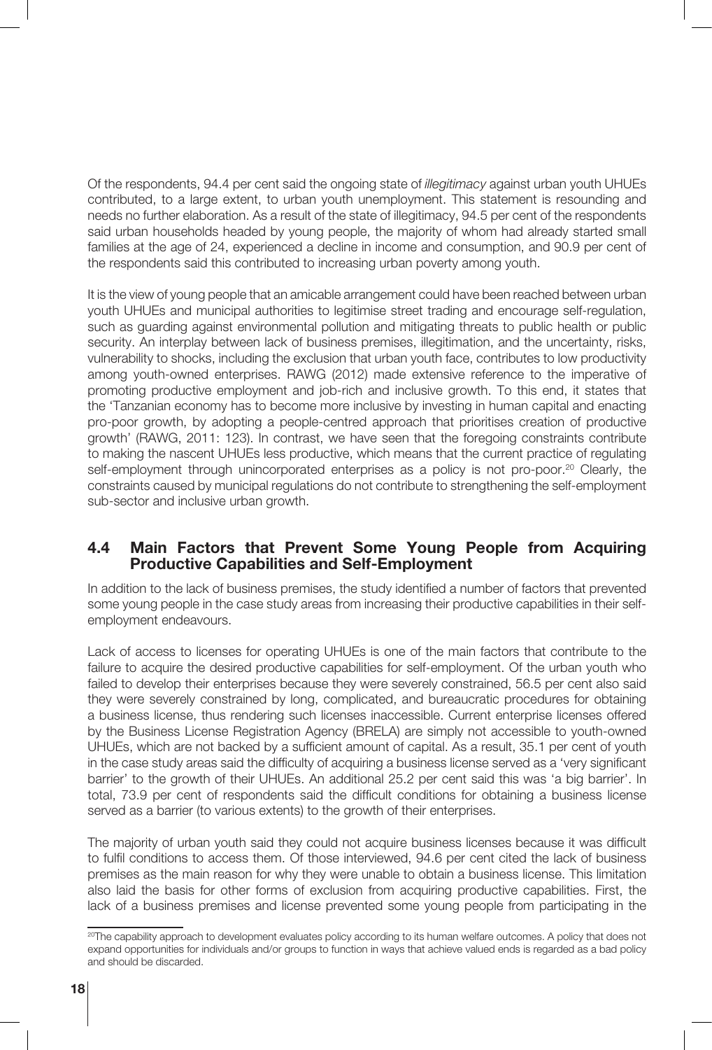Of the respondents, 94.4 per cent said the ongoing state of *illegitimacy* against urban youth UHUEs contributed, to a large extent, to urban youth unemployment. This statement is resounding and needs no further elaboration. As a result of the state of illegitimacy, 94.5 per cent of the respondents said urban households headed by young people, the majority of whom had already started small families at the age of 24, experienced a decline in income and consumption, and 90.9 per cent of the respondents said this contributed to increasing urban poverty among youth.

It is the view of young people that an amicable arrangement could have been reached between urban youth UHUEs and municipal authorities to legitimise street trading and encourage self-regulation, such as guarding against environmental pollution and mitigating threats to public health or public security. An interplay between lack of business premises, illegitimation, and the uncertainty, risks, vulnerability to shocks, including the exclusion that urban youth face, contributes to low productivity among youth-owned enterprises. RAWG (2012) made extensive reference to the imperative of promoting productive employment and job-rich and inclusive growth. To this end, it states that the 'Tanzanian economy has to become more inclusive by investing in human capital and enacting pro-poor growth, by adopting a people-centred approach that prioritises creation of productive growth' (RAWG, 2011: 123). In contrast, we have seen that the foregoing constraints contribute to making the nascent UHUEs less productive, which means that the current practice of regulating self-employment through unincorporated enterprises as a policy is not pro-poor.[20] Clearly, the constraints caused by municipal regulations do not contribute to strengthening the self-employment sub-sector and inclusive urban growth.

## 4.4 Main Factors that Prevent Some Young People from Acquiring Productive Capabilities and Self-Employment

In addition to the lack of business premises, the study identified a number of factors that prevented some young people in the case study areas from increasing their productive capabilities in their self-employment endeavours.

Lack of access to licenses for operating UHUEs is one of the main factors that contribute to the failure to acquire the desired productive capabilities for self-employment. Of the urban youth who failed to develop their enterprises because they were severely constrained, 56.5 per cent also said they were severely constrained by long, complicated, and bureaucratic procedures for obtaining a business license, thus rendering such licenses inaccessible. Current enterprise licenses offered by the Business License Registration Agency (BRELA) are simply not accessible to youth-owned UHUEs, which are not backed by a sufficient amount of capital. As a result, 35.1 per cent of youth in the case study areas said the difficulty of acquiring a business license served as a 'very significant barrier' to the growth of their UHUEs. An additional 25.2 per cent said this was 'a big barrier'. In total, 73.9 per cent of respondents said the difficult conditions for obtaining a business license served as a barrier (to various extents) to the growth of their enterprises.

The majority of urban youth said they could not acquire business licenses because it was difficult to fulfil conditions to access them. Of those interviewed, 94.6 per cent cited the lack of business premises as the main reason for why they were unable to obtain a business license. This limitation also laid the basis for other forms of exclusion from acquiring productive capabilities. First, the lack of a business premises and license prevented some young people from participating in the

[20]The capability approach to development evaluates policy according to its human welfare outcomes. A policy that does not expand opportunities for individuals and/or groups to function in ways that achieve valued ends is regarded as a bad policy and should be discarded.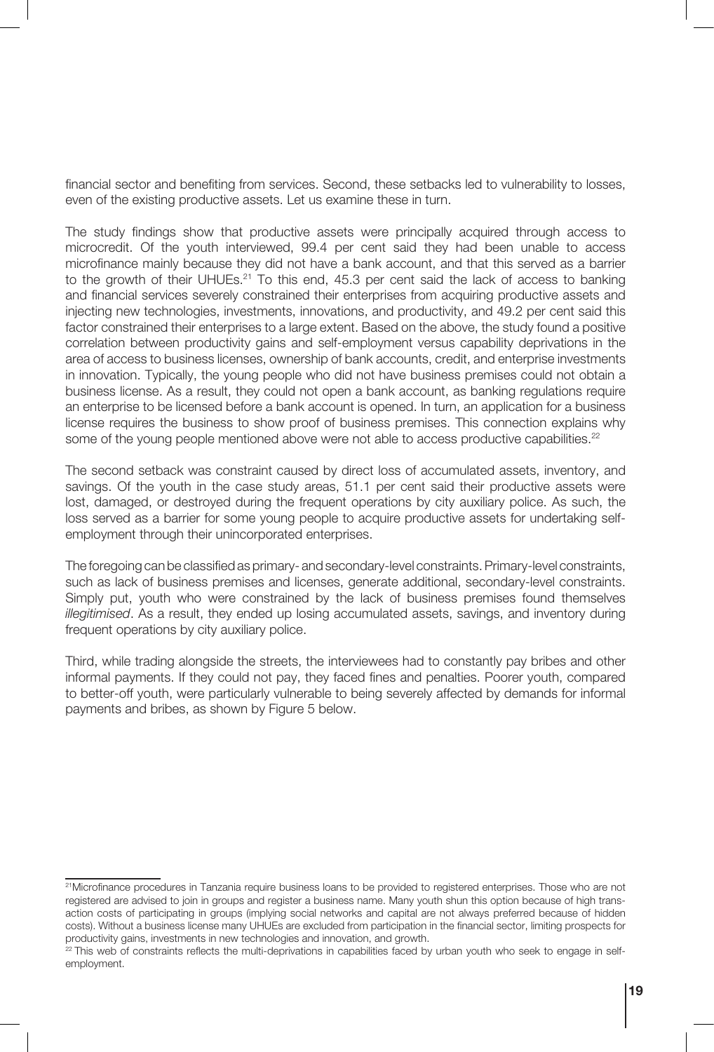financial sector and benefiting from services. Second, these setbacks led to vulnerability to losses, even of the existing productive assets. Let us examine these in turn.

The study findings show that productive assets were principally acquired through access to microcredit. Of the youth interviewed, 99.4 per cent said they had been unable to access microfinance mainly because they did not have a bank account, and that this served as a barrier to the growth of their UHUEs.[21] To this end, 45.3 per cent said the lack of access to banking and financial services severely constrained their enterprises from acquiring productive assets and injecting new technologies, investments, innovations, and productivity, and 49.2 per cent said this factor constrained their enterprises to a large extent. Based on the above, the study found a positive correlation between productivity gains and self-employment versus capability deprivations in the area of access to business licenses, ownership of bank accounts, credit, and enterprise investments in innovation. Typically, the young people who did not have business premises could not obtain a business license. As a result, they could not open a bank account, as banking regulations require an enterprise to be licensed before a bank account is opened. In turn, an application for a business license requires the business to show proof of business premises. This connection explains why some of the young people mentioned above were not able to access productive capabilities.[22]

The second setback was constraint caused by direct loss of accumulated assets, inventory, and savings. Of the youth in the case study areas, 51.1 per cent said their productive assets were lost, damaged, or destroyed during the frequent operations by city auxiliary police. As such, the loss served as a barrier for some young people to acquire productive assets for undertaking self-employment through their unincorporated enterprises.

The foregoing can be classified as primary- and secondary-level constraints. Primary-level constraints, such as lack of business premises and licenses, generate additional, secondary-level constraints. Simply put, youth who were constrained by the lack of business premises found themselves *illegitimised*. As a result, they ended up losing accumulated assets, savings, and inventory during frequent operations by city auxiliary police.

Third, while trading alongside the streets, the interviewees had to constantly pay bribes and other informal payments. If they could not pay, they faced fines and penalties. Poorer youth, compared to better-off youth, were particularly vulnerable to being severely affected by demands for informal payments and bribes, as shown by Figure 5 below.

---

[21] Microfinance procedures in Tanzania require business loans to be provided to registered enterprises. Those who are not registered are advised to join in groups and register a business name. Many youth shun this option because of high transaction costs of participating in groups (implying social networks and capital are not always preferred because of hidden costs). Without a business license many UHUEs are excluded from participation in the financial sector, limiting prospects for productivity gains, investments in new technologies and innovation, and growth.

[22] This web of constraints reflects the multi-deprivations in capabilities faced by urban youth who seek to engage in self-employment.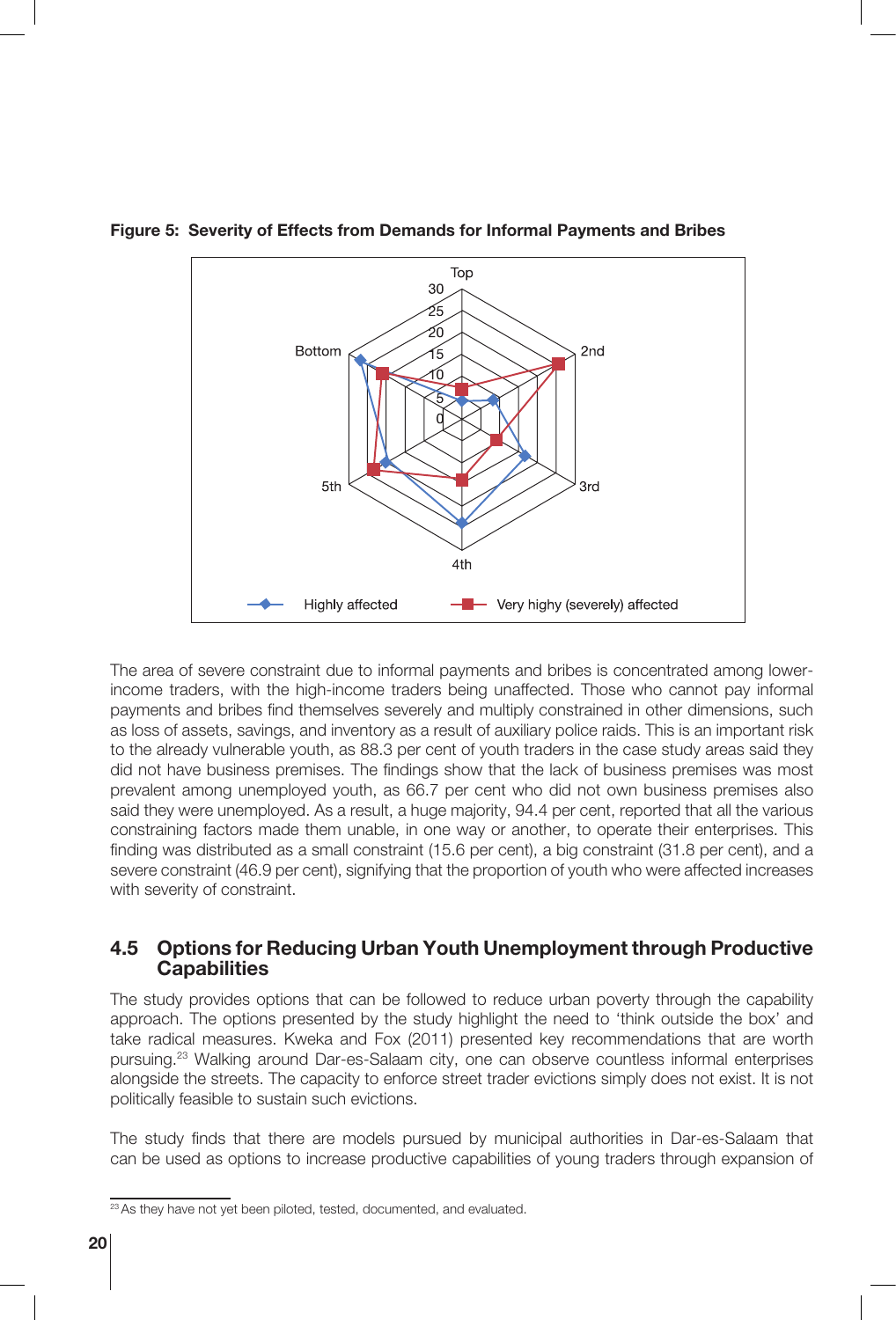**Figure 5: Severity of Effects from Demands for Informal Payments and Bribes**

The area of severe constraint due to informal payments and bribes is concentrated among lower-income traders, with the high-income traders being unaffected. Those who cannot pay informal payments and bribes find themselves severely and multiply constrained in other dimensions, such as loss of assets, savings, and inventory as a result of auxiliary police raids. This is an important risk to the already vulnerable youth, as 88.3 per cent of youth traders in the case study areas said they did not have business premises. The findings show that the lack of business premises was most prevalent among unemployed youth, as 66.7 per cent who did not own business premises also said they were unemployed. As a result, a huge majority, 94.4 per cent, reported that all the various constraining factors made them unable, in one way or another, to operate their enterprises. This finding was distributed as a small constraint (15.6 per cent), a big constraint (31.8 per cent), and a severe constraint (46.9 per cent), signifying that the proportion of youth who were affected increases with severity of constraint.

## 4.5 Options for Reducing Urban Youth Unemployment through Productive Capabilities

The study provides options that can be followed to reduce urban poverty through the capability approach. The options presented by the study highlight the need to 'think outside the box' and take radical measures. Kweka and Fox (2011) presented key recommendations that are worth pursuing.[23] Walking around Dar-es-Salaam city, one can observe countless informal enterprises alongside the streets. The capacity to enforce street trader evictions simply does not exist. It is not politically feasible to sustain such evictions.

The study finds that there are models pursued by municipal authorities in Dar-es-Salaam that can be used as options to increase productive capabilities of young traders through expansion of

[23] As they have not yet been piloted, tested, documented, and evaluated.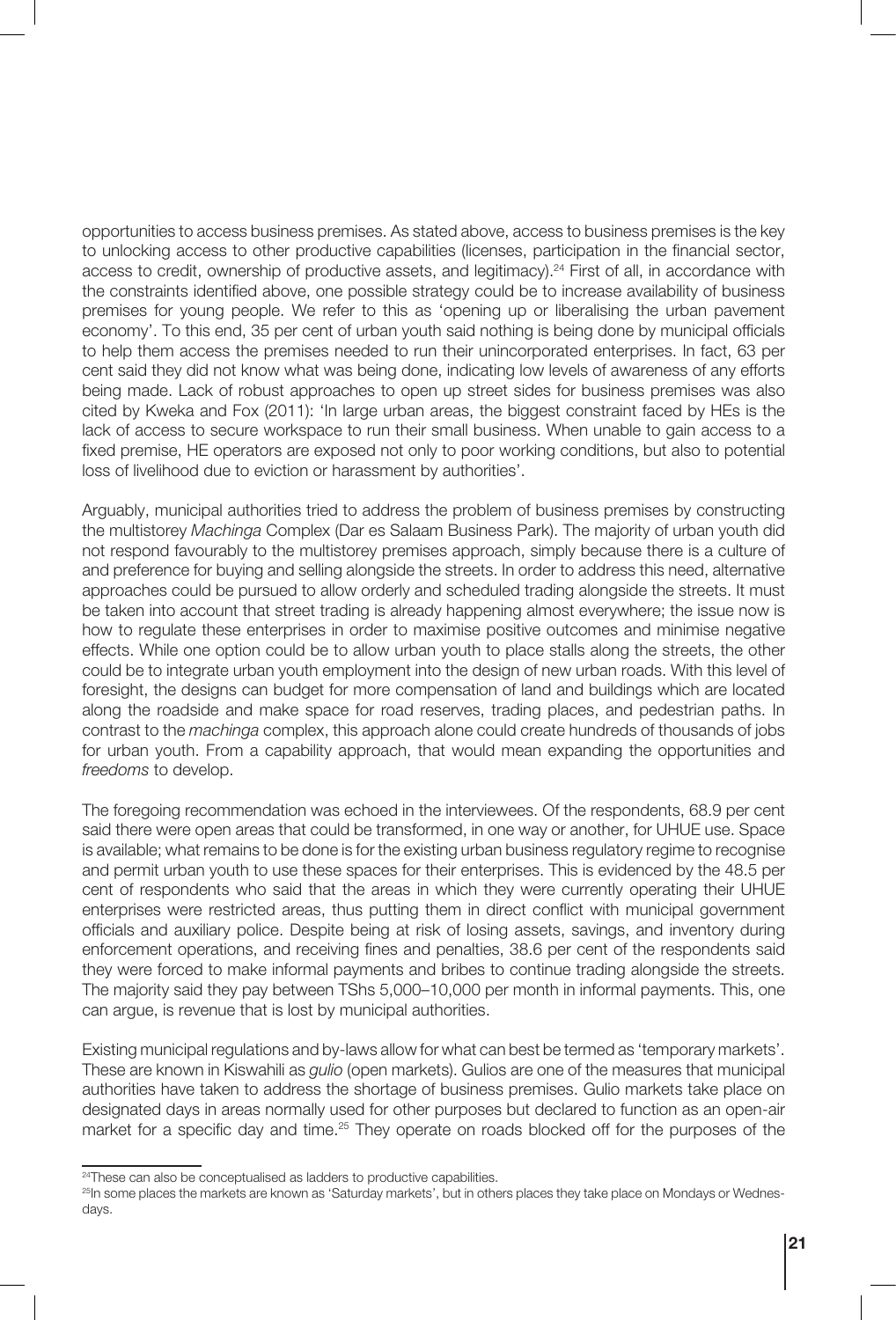opportunities to access business premises. As stated above, access to business premises is the key to unlocking access to other productive capabilities (licenses, participation in the financial sector, access to credit, ownership of productive assets, and legitimacy).[24] First of all, in accordance with the constraints identified above, one possible strategy could be to increase availability of business premises for young people. We refer to this as 'opening up or liberalising the urban pavement economy'. To this end, 35 per cent of urban youth said nothing is being done by municipal officials to help them access the premises needed to run their unincorporated enterprises. In fact, 63 per cent said they did not know what was being done, indicating low levels of awareness of any efforts being made. Lack of robust approaches to open up street sides for business premises was also cited by Kweka and Fox (2011): 'In large urban areas, the biggest constraint faced by HEs is the lack of access to secure workspace to run their small business. When unable to gain access to a fixed premise, HE operators are exposed not only to poor working conditions, but also to potential loss of livelihood due to eviction or harassment by authorities'.

Arguably, municipal authorities tried to address the problem of business premises by constructing the multistorey *Machinga* Complex (Dar es Salaam Business Park). The majority of urban youth did not respond favourably to the multistorey premises approach, simply because there is a culture of and preference for buying and selling alongside the streets. In order to address this need, alternative approaches could be pursued to allow orderly and scheduled trading alongside the streets. It must be taken into account that street trading is already happening almost everywhere; the issue now is how to regulate these enterprises in order to maximise positive outcomes and minimise negative effects. While one option could be to allow urban youth to place stalls along the streets, the other could be to integrate urban youth employment into the design of new urban roads. With this level of foresight, the designs can budget for more compensation of land and buildings which are located along the roadside and make space for road reserves, trading places, and pedestrian paths. In contrast to the *machinga* complex, this approach alone could create hundreds of thousands of jobs for urban youth. From a capability approach, that would mean expanding the opportunities and *freedoms* to develop.

The foregoing recommendation was echoed in the interviewees. Of the respondents, 68.9 per cent said there were open areas that could be transformed, in one way or another, for UHUE use. Space is available; what remains to be done is for the existing urban business regulatory regime to recognise and permit urban youth to use these spaces for their enterprises. This is evidenced by the 48.5 per cent of respondents who said that the areas in which they were currently operating their UHUE enterprises were restricted areas, thus putting them in direct conflict with municipal government officials and auxiliary police. Despite being at risk of losing assets, savings, and inventory during enforcement operations, and receiving fines and penalties, 38.6 per cent of the respondents said they were forced to make informal payments and bribes to continue trading alongside the streets. The majority said they pay between TShs 5,000–10,000 per month in informal payments. This, one can argue, is revenue that is lost by municipal authorities.

Existing municipal regulations and by-laws allow for what can best be termed as 'temporary markets'. These are known in Kiswahili as *gulio* (open markets). Gulios are one of the measures that municipal authorities have taken to address the shortage of business premises. Gulio markets take place on designated days in areas normally used for other purposes but declared to function as an open-air market for a specific day and time.[25] They operate on roads blocked off for the purposes of the

---

[24] These can also be conceptualised as ladders to productive capabilities.

[25] In some places the markets are known as 'Saturday markets', but in others places they take place on Mondays or Wednesdays.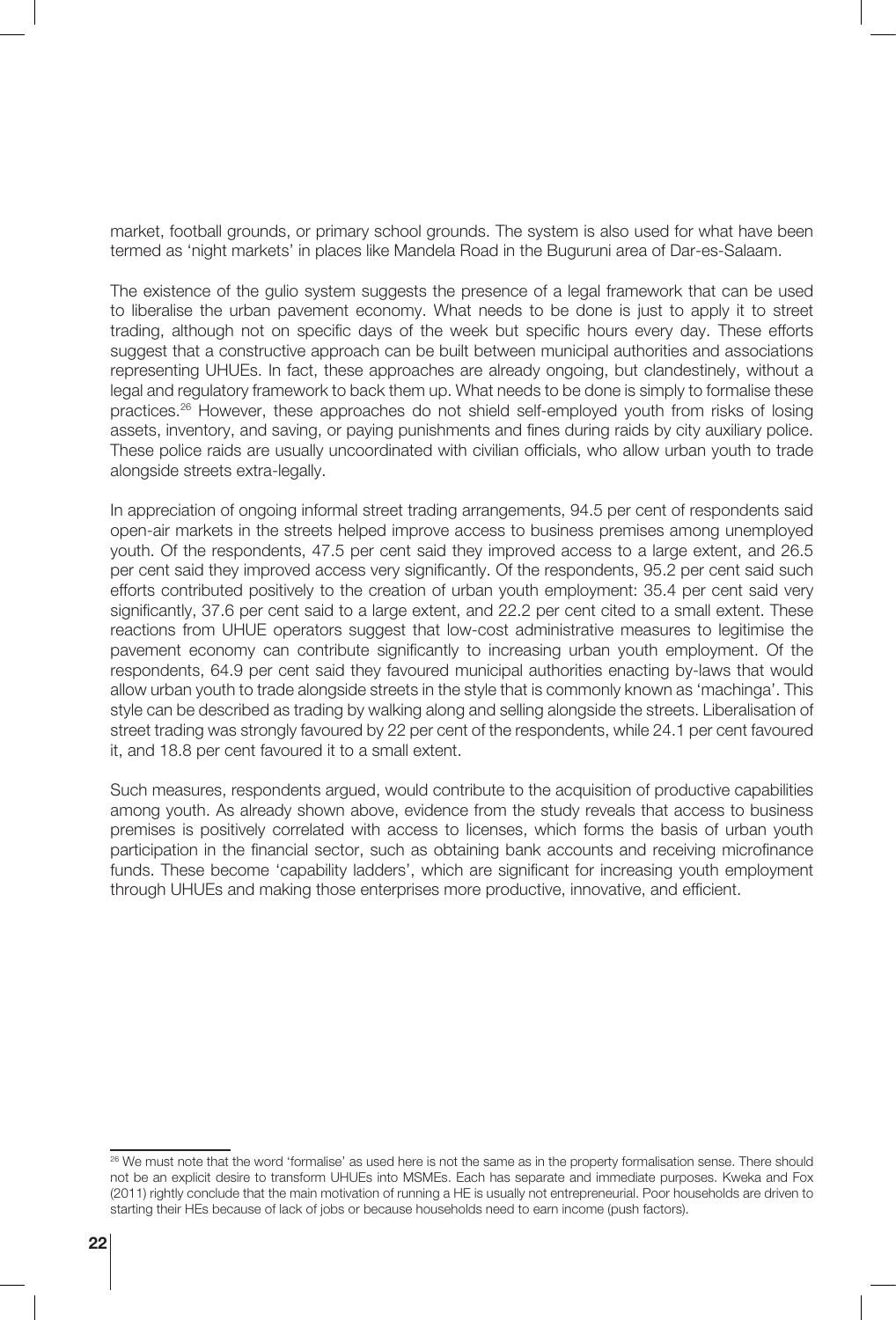market, football grounds, or primary school grounds. The system is also used for what have been termed as 'night markets' in places like Mandela Road in the Buguruni area of Dar-es-Salaam.

The existence of the gulio system suggests the presence of a legal framework that can be used to liberalise the urban pavement economy. What needs to be done is just to apply it to street trading, although not on specific days of the week but specific hours every day. These efforts suggest that a constructive approach can be built between municipal authorities and associations representing UHUEs. In fact, these approaches are already ongoing, but clandestinely, without a legal and regulatory framework to back them up. What needs to be done is simply to formalise these practices.[26] However, these approaches do not shield self-employed youth from risks of losing assets, inventory, and saving, or paying punishments and fines during raids by city auxiliary police. These police raids are usually uncoordinated with civilian officials, who allow urban youth to trade alongside streets extra-legally.

In appreciation of ongoing informal street trading arrangements, 94.5 per cent of respondents said open-air markets in the streets helped improve access to business premises among unemployed youth. Of the respondents, 47.5 per cent said they improved access to a large extent, and 26.5 per cent said they improved access very significantly. Of the respondents, 95.2 per cent said such efforts contributed positively to the creation of urban youth employment: 35.4 per cent said very significantly, 37.6 per cent said to a large extent, and 22.2 per cent cited to a small extent. These reactions from UHUE operators suggest that low-cost administrative measures to legitimise the pavement economy can contribute significantly to increasing urban youth employment. Of the respondents, 64.9 per cent said they favoured municipal authorities enacting by-laws that would allow urban youth to trade alongside streets in the style that is commonly known as 'machinga'. This style can be described as trading by walking along and selling alongside the streets. Liberalisation of street trading was strongly favoured by 22 per cent of the respondents, while 24.1 per cent favoured it, and 18.8 per cent favoured it to a small extent.

Such measures, respondents argued, would contribute to the acquisition of productive capabilities among youth. As already shown above, evidence from the study reveals that access to business premises is positively correlated with access to licenses, which forms the basis of urban youth participation in the financial sector, such as obtaining bank accounts and receiving microfinance funds. These become 'capability ladders', which are significant for increasing youth employment through UHUEs and making those enterprises more productive, innovative, and efficient.

---

[26] We must note that the word 'formalise' as used here is not the same as in the property formalisation sense. There should not be an explicit desire to transform UHUEs into MSMEs. Each has separate and immediate purposes. Kweka and Fox (2011) rightly conclude that the main motivation of running a HE is usually not entrepreneurial. Poor households are driven to starting their HEs because of lack of jobs or because households need to earn income (push factors).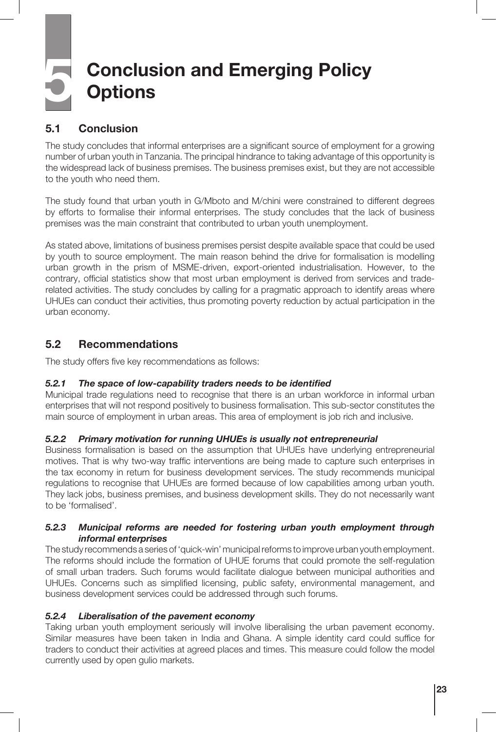# 5 Conclusion and Emerging Policy Options

## 5.1 Conclusion

The study concludes that informal enterprises are a significant source of employment for a growing number of urban youth in Tanzania. The principal hindrance to taking advantage of this opportunity is the widespread lack of business premises. The business premises exist, but they are not accessible to the youth who need them.

The study found that urban youth in G/Mboto and M/chini were constrained to different degrees by efforts to formalise their informal enterprises. The study concludes that the lack of business premises was the main constraint that contributed to urban youth unemployment.

As stated above, limitations of business premises persist despite available space that could be used by youth to source employment. The main reason behind the drive for formalisation is modelling urban growth in the prism of MSME-driven, export-oriented industrialisation. However, to the contrary, official statistics show that most urban employment is derived from services and trade-related activities. The study concludes by calling for a pragmatic approach to identify areas where UHUEs can conduct their activities, thus promoting poverty reduction by actual participation in the urban economy.

## 5.2 Recommendations

The study offers five key recommendations as follows:

### *5.2.1 The space of low-capability traders needs to be identified*

Municipal trade regulations need to recognise that there is an urban workforce in informal urban enterprises that will not respond positively to business formalisation. This sub-sector constitutes the main source of employment in urban areas. This area of employment is job rich and inclusive.

### *5.2.2 Primary motivation for running UHUEs is usually not entrepreneurial*

Business formalisation is based on the assumption that UHUEs have underlying entrepreneurial motives. That is why two-way traffic interventions are being made to capture such enterprises in the tax economy in return for business development services. The study recommends municipal regulations to recognise that UHUEs are formed because of low capabilities among urban youth. They lack jobs, business premises, and business development skills. They do not necessarily want to be 'formalised'.

### *5.2.3 Municipal reforms are needed for fostering urban youth employment through informal enterprises*

The study recommends a series of 'quick-win' municipal reforms to improve urban youth employment. The reforms should include the formation of UHUE forums that could promote the self-regulation of small urban traders. Such forums would facilitate dialogue between municipal authorities and UHUEs. Concerns such as simplified licensing, public safety, environmental management, and business development services could be addressed through such forums.

### *5.2.4 Liberalisation of the pavement economy*

Taking urban youth employment seriously will involve liberalising the urban pavement economy. Similar measures have been taken in India and Ghana. A simple identity card could suffice for traders to conduct their activities at agreed places and times. This measure could follow the model currently used by open gulio markets.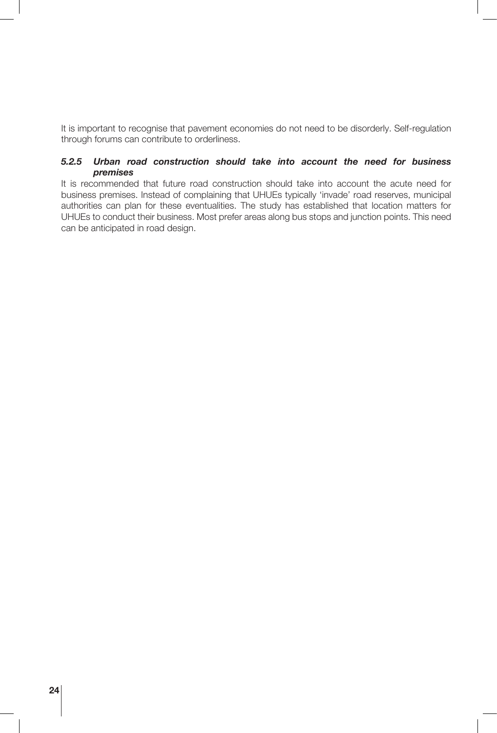It is important to recognise that pavement economies do not need to be disorderly. Self-regulation through forums can contribute to orderliness.

#### *5.2.5 Urban road construction should take into account the need for business premises*

It is recommended that future road construction should take into account the acute need for business premises. Instead of complaining that UHUEs typically 'invade' road reserves, municipal authorities can plan for these eventualities. The study has established that location matters for UHUEs to conduct their business. Most prefer areas along bus stops and junction points. This need can be anticipated in road design.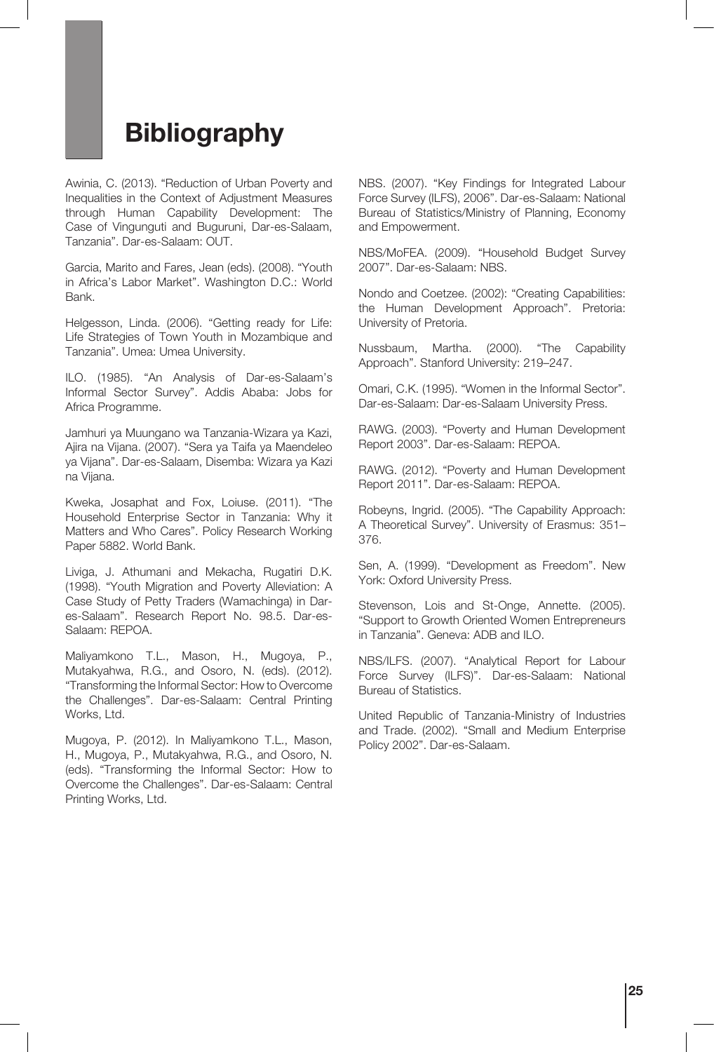# Bibliography

Awinia, C. (2013). "Reduction of Urban Poverty and Inequalities in the Context of Adjustment Measures through Human Capability Development: The Case of Vingunguti and Buguruni, Dar-es-Salaam, Tanzania". Dar-es-Salaam: OUT.

Garcia, Marito and Fares, Jean (eds). (2008). "Youth in Africa's Labor Market". Washington D.C.: World Bank.

Helgesson, Linda. (2006). "Getting ready for Life: Life Strategies of Town Youth in Mozambique and Tanzania". Umea: Umea University.

ILO. (1985). "An Analysis of Dar-es-Salaam's Informal Sector Survey". Addis Ababa: Jobs for Africa Programme.

Jamhuri ya Muungano wa Tanzania-Wizara ya Kazi, Ajira na Vijana. (2007). "Sera ya Taifa ya Maendeleo ya Vijana". Dar-es-Salaam, Disemba: Wizara ya Kazi na Vijana.

Kweka, Josaphat and Fox, Loiuse. (2011). "The Household Enterprise Sector in Tanzania: Why it Matters and Who Cares". Policy Research Working Paper 5882. World Bank.

Liviga, J. Athumani and Mekacha, Rugatiri D.K. (1998). "Youth Migration and Poverty Alleviation: A Case Study of Petty Traders (Wamachinga) in Dar-es-Salaam". Research Report No. 98.5. Dar-es-Salaam: REPOA.

Maliyamkono T.L., Mason, H., Mugoya, P., Mutakyahwa, R.G., and Osoro, N. (eds). (2012). "Transforming the Informal Sector: How to Overcome the Challenges". Dar-es-Salaam: Central Printing Works, Ltd.

Mugoya, P. (2012). In Maliyamkono T.L., Mason, H., Mugoya, P., Mutakyahwa, R.G., and Osoro, N. (eds). "Transforming the Informal Sector: How to Overcome the Challenges". Dar-es-Salaam: Central Printing Works, Ltd.

NBS. (2007). "Key Findings for Integrated Labour Force Survey (ILFS), 2006". Dar-es-Salaam: National Bureau of Statistics/Ministry of Planning, Economy and Empowerment.

NBS/MoFEA. (2009). "Household Budget Survey 2007". Dar-es-Salaam: NBS.

Nondo and Coetzee. (2002): "Creating Capabilities: the Human Development Approach". Pretoria: University of Pretoria.

Nussbaum, Martha. (2000). "The Capability Approach". Stanford University: 219–247.

Omari, C.K. (1995). "Women in the Informal Sector". Dar-es-Salaam: Dar-es-Salaam University Press.

RAWG. (2003). "Poverty and Human Development Report 2003". Dar-es-Salaam: REPOA.

RAWG. (2012). "Poverty and Human Development Report 2011". Dar-es-Salaam: REPOA.

Robeyns, Ingrid. (2005). "The Capability Approach: A Theoretical Survey". University of Erasmus: 351–376.

Sen, A. (1999). "Development as Freedom". New York: Oxford University Press.

Stevenson, Lois and St-Onge, Annette. (2005). "Support to Growth Oriented Women Entrepreneurs in Tanzania". Geneva: ADB and ILO.

NBS/ILFS. (2007). "Analytical Report for Labour Force Survey (ILFS)". Dar-es-Salaam: National Bureau of Statistics.

United Republic of Tanzania-Ministry of Industries and Trade. (2002). "Small and Medium Enterprise Policy 2002". Dar-es-Salaam.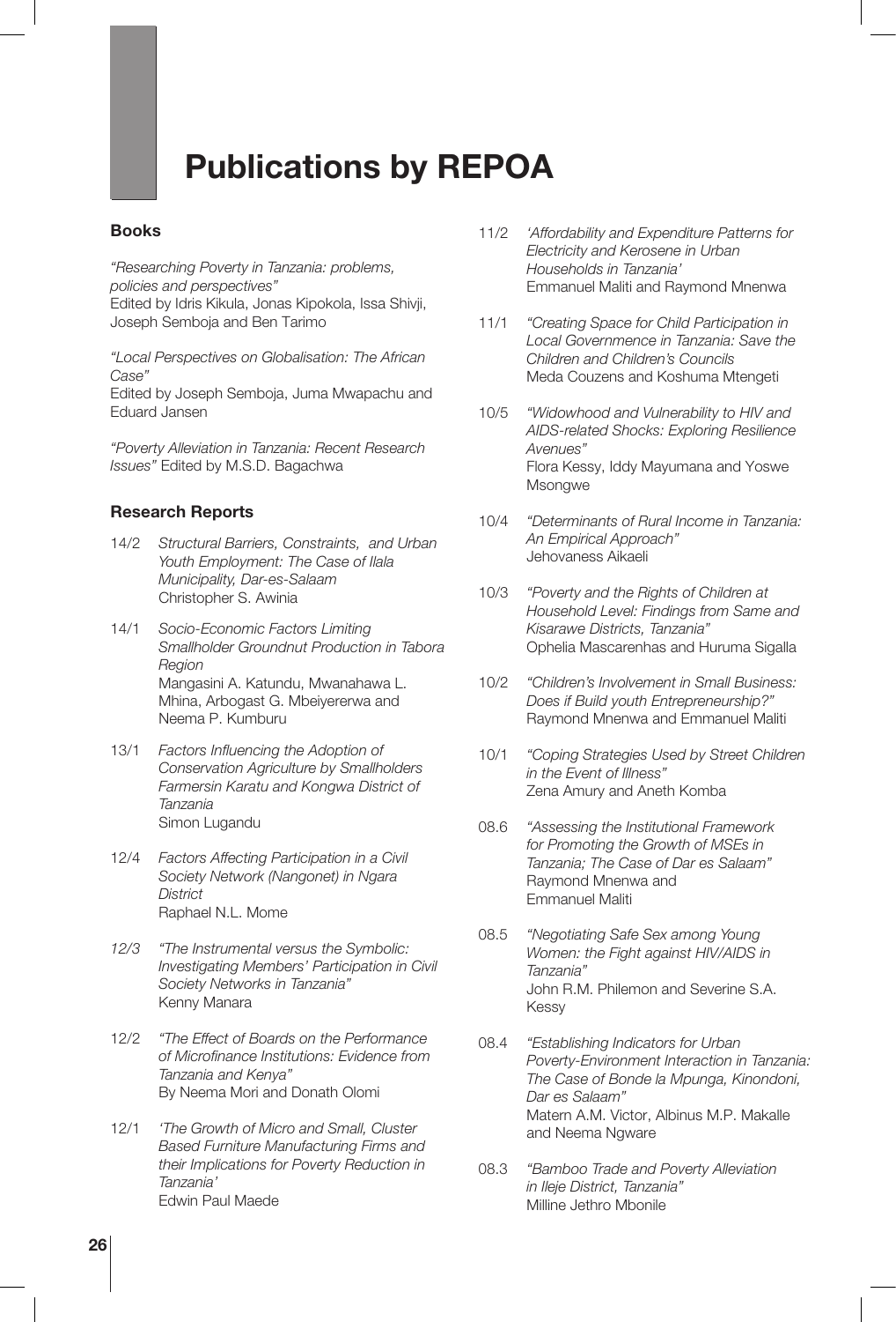# Publications by REPOA

## Books

*"Researching Poverty in Tanzania: problems, policies and perspectives"*
Edited by Idris Kikula, Jonas Kipokola, Issa Shivji, Joseph Semboja and Ben Tarimo

*"Local Perspectives on Globalisation: The African Case"*
Edited by Joseph Semboja, Juma Mwapachu and Eduard Jansen

*"Poverty Alleviation in Tanzania: Recent Research Issues"* Edited by M.S.D. Bagachwa

## Research Reports

14/2 *Structural Barriers, Constraints, and Urban Youth Employment: The Case of Ilala Municipality, Dar-es-Salaam*
Christopher S. Awinia

14/1 *Socio-Economic Factors Limiting Smallholder Groundnut Production in Tabora Region*
Mangasini A. Katundu, Mwanahawa L. Mhina, Arbogast G. Mbeiyererwa and Neema P. Kumburu

13/1 *Factors Influencing the Adoption of Conservation Agriculture by Smallholders Farmersin Karatu and Kongwa District of Tanzania*
Simon Lugandu

12/4 *Factors Affecting Participation in a Civil Society Network (Nangonet) in Ngara District*
Raphael N.L. Mome

*12/3* *"The Instrumental versus the Symbolic: Investigating Members' Participation in Civil Society Networks in Tanzania"*
Kenny Manara

12/2 *"The Effect of Boards on the Performance of Microfinance Institutions: Evidence from Tanzania and Kenya"*
By Neema Mori and Donath Olomi

12/1 *'The Growth of Micro and Small, Cluster Based Furniture Manufacturing Firms and their Implications for Poverty Reduction in Tanzania'*
Edwin Paul Maede

11/2 *'Affordability and Expenditure Patterns for Electricity and Kerosene in Urban Households in Tanzania'*
Emmanuel Maliti and Raymond Mnenwa

11/1 *"Creating Space for Child Participation in Local Governmence in Tanzania: Save the Children and Children's Councils*
Meda Couzens and Koshuma Mtengeti

10/5 *"Widowhood and Vulnerability to HIV and AIDS-related Shocks: Exploring Resilience Avenues"*
Flora Kessy, Iddy Mayumana and Yoswe Msongwe

10/4 *"Determinants of Rural Income in Tanzania: An Empirical Approach"*
Jehovaness Aikaeli

10/3 *"Poverty and the Rights of Children at Household Level: Findings from Same and Kisarawe Districts, Tanzania"*
Ophelia Mascarenhas and Huruma Sigalla

10/2 *"Children's Involvement in Small Business: Does if Build youth Entrepreneurship?"*
Raymond Mnenwa and Emmanuel Maliti

10/1 *"Coping Strategies Used by Street Children in the Event of Illness"*
Zena Amury and Aneth Komba

08.6 *"Assessing the Institutional Framework for Promoting the Growth of MSEs in Tanzania; The Case of Dar es Salaam"*
Raymond Mnenwa and Emmanuel Maliti

08.5 *"Negotiating Safe Sex among Young Women: the Fight against HIV/AIDS in Tanzania"*
John R.M. Philemon and Severine S.A. Kessy

08.4 *"Establishing Indicators for Urban Poverty-Environment Interaction in Tanzania: The Case of Bonde la Mpunga, Kinondoni, Dar es Salaam"*
Matern A.M. Victor, Albinus M.P. Makalle and Neema Ngware

08.3 *"Bamboo Trade and Poverty Alleviation in Ileje District, Tanzania"*
Milline Jethro Mbonile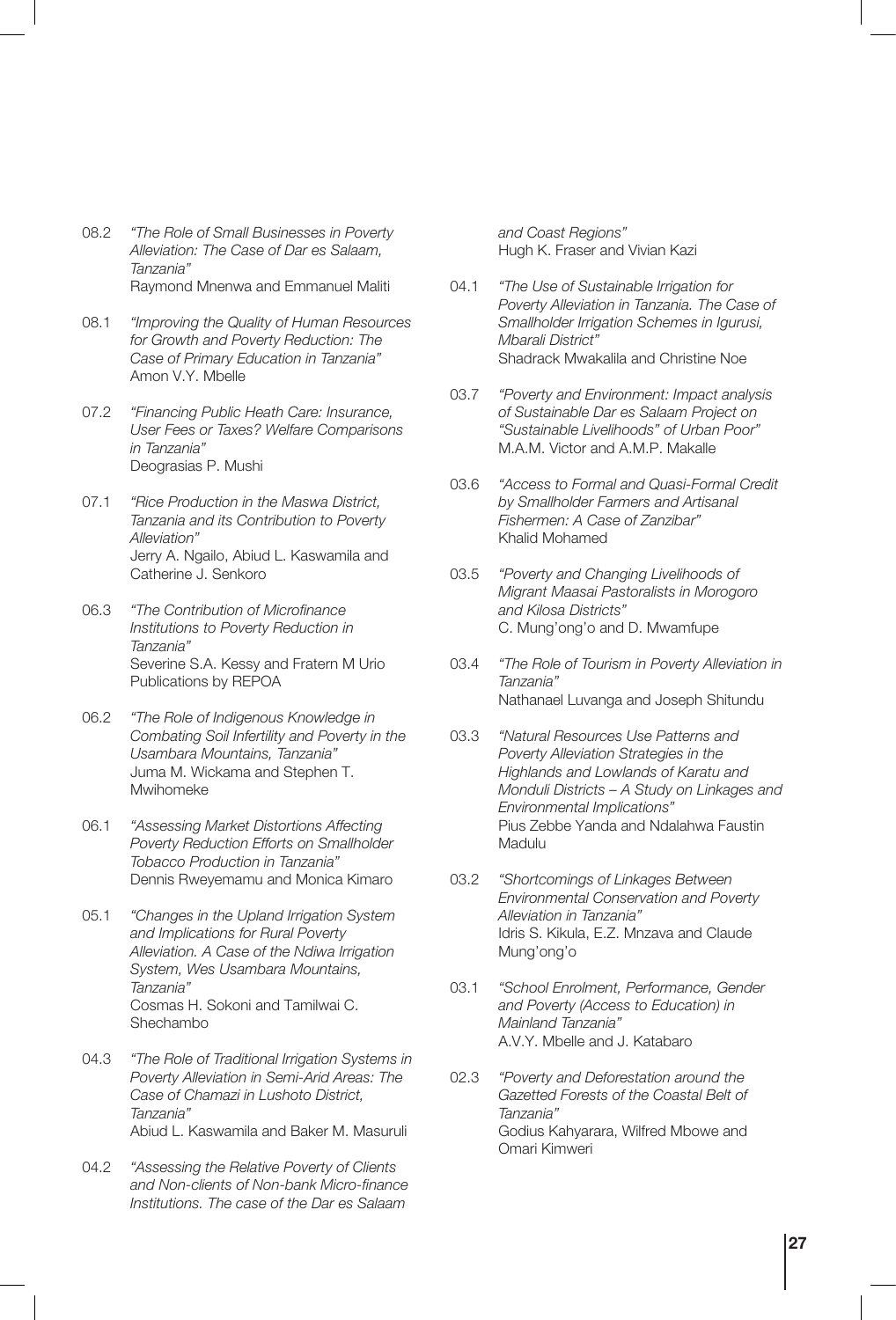08.2 *"The Role of Small Businesses in Poverty Alleviation: The Case of Dar es Salaam, Tanzania"*
Raymond Mnenwa and Emmanuel Maliti

08.1 *"Improving the Quality of Human Resources for Growth and Poverty Reduction: The Case of Primary Education in Tanzania"*
Amon V.Y. Mbelle

07.2 *"Financing Public Heath Care: Insurance, User Fees or Taxes? Welfare Comparisons in Tanzania"*
Deograsias P. Mushi

07.1 *"Rice Production in the Maswa District, Tanzania and its Contribution to Poverty Alleviation"*
Jerry A. Ngailo, Abiud L. Kaswamila and Catherine J. Senkoro

06.3 *"The Contribution of Microfinance Institutions to Poverty Reduction in Tanzania"*
Severine S.A. Kessy and Fratern M Urio
Publications by REPOA

06.2 *"The Role of Indigenous Knowledge in Combating Soil Infertility and Poverty in the Usambara Mountains, Tanzania"*
Juma M. Wickama and Stephen T. Mwihomeke

06.1 *"Assessing Market Distortions Affecting Poverty Reduction Efforts on Smallholder Tobacco Production in Tanzania"*
Dennis Rweyemamu and Monica Kimaro

05.1 *"Changes in the Upland Irrigation System and Implications for Rural Poverty Alleviation. A Case of the Ndiwa Irrigation System, Wes Usambara Mountains, Tanzania"*
Cosmas H. Sokoni and Tamilwai C. Shechambo

04.3 *"The Role of Traditional Irrigation Systems in Poverty Alleviation in Semi-Arid Areas: The Case of Chamazi in Lushoto District, Tanzania"*
Abiud L. Kaswamila and Baker M. Masuruli

04.2 *"Assessing the Relative Poverty of Clients and Non-clients of Non-bank Micro-finance Institutions. The case of the Dar es Salaam and Coast Regions"*
Hugh K. Fraser and Vivian Kazi

04.1 *"The Use of Sustainable Irrigation for Poverty Alleviation in Tanzania. The Case of Smallholder Irrigation Schemes in Igurusi, Mbarali District"*
Shadrack Mwakalila and Christine Noe

03.7 *"Poverty and Environment: Impact analysis of Sustainable Dar es Salaam Project on "Sustainable Livelihoods" of Urban Poor"*
M.A.M. Victor and A.M.P. Makalle

03.6 *"Access to Formal and Quasi-Formal Credit by Smallholder Farmers and Artisanal Fishermen: A Case of Zanzibar"*
Khalid Mohamed

03.5 *"Poverty and Changing Livelihoods of Migrant Maasai Pastoralists in Morogoro and Kilosa Districts"*
C. Mung'ong'o and D. Mwamfupe

03.4 *"The Role of Tourism in Poverty Alleviation in Tanzania"*
Nathanael Luvanga and Joseph Shitundu

03.3 *"Natural Resources Use Patterns and Poverty Alleviation Strategies in the Highlands and Lowlands of Karatu and Monduli Districts – A Study on Linkages and Environmental Implications"*
Pius Zebbe Yanda and Ndalahwa Faustin Madulu

03.2 *"Shortcomings of Linkages Between Environmental Conservation and Poverty Alleviation in Tanzania"*
Idris S. Kikula, E.Z. Mnzava and Claude Mung'ong'o

03.1 *"School Enrolment, Performance, Gender and Poverty (Access to Education) in Mainland Tanzania"*
A.V.Y. Mbelle and J. Katabaro

02.3 *"Poverty and Deforestation around the Gazetted Forests of the Coastal Belt of Tanzania"*
Godius Kahyarara, Wilfred Mbowe and Omari Kimweri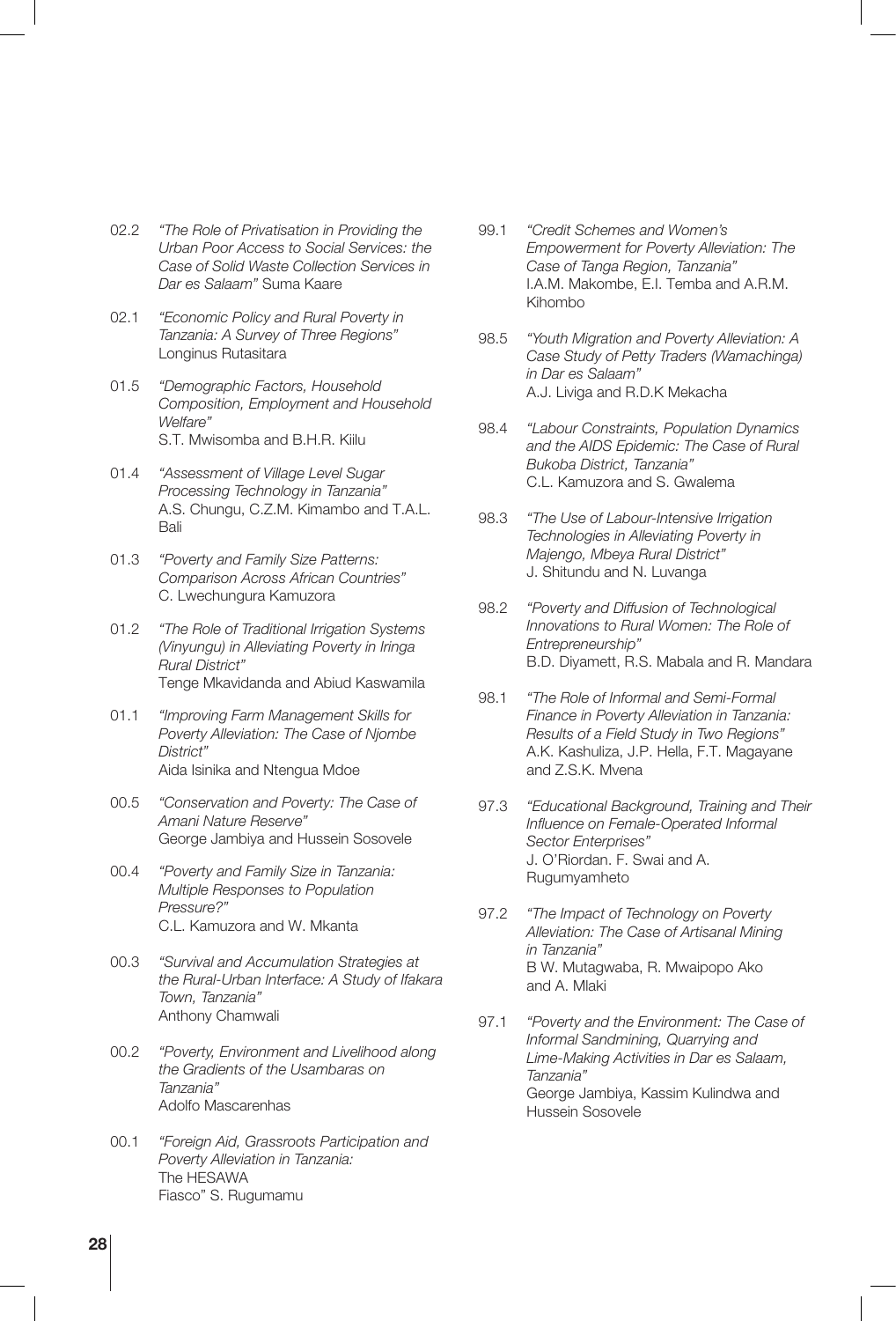02.2 *"The Role of Privatisation in Providing the Urban Poor Access to Social Services: the Case of Solid Waste Collection Services in Dar es Salaam"* Suma Kaare

02.1 *"Economic Policy and Rural Poverty in Tanzania: A Survey of Three Regions"* Longinus Rutasitara

01.5 *"Demographic Factors, Household Composition, Employment and Household Welfare"* S.T. Mwisomba and B.H.R. Kiilu

01.4 *"Assessment of Village Level Sugar Processing Technology in Tanzania"* A.S. Chungu, C.Z.M. Kimambo and T.A.L. Bali

01.3 *"Poverty and Family Size Patterns: Comparison Across African Countries"* C. Lwechungura Kamuzora

01.2 *"The Role of Traditional Irrigation Systems (Vinyungu) in Alleviating Poverty in Iringa Rural District"* Tenge Mkavidanda and Abiud Kaswamila

01.1 *"Improving Farm Management Skills for Poverty Alleviation: The Case of Njombe District"* Aida Isinika and Ntengua Mdoe

00.5 *"Conservation and Poverty: The Case of Amani Nature Reserve"* George Jambiya and Hussein Sosovele

00.4 *"Poverty and Family Size in Tanzania: Multiple Responses to Population Pressure?"* C.L. Kamuzora and W. Mkanta

00.3 *"Survival and Accumulation Strategies at the Rural-Urban Interface: A Study of Ifakara Town, Tanzania"* Anthony Chamwali

00.2 *"Poverty, Environment and Livelihood along the Gradients of the Usambaras on Tanzania"* Adolfo Mascarenhas

00.1 *"Foreign Aid, Grassroots Participation and Poverty Alleviation in Tanzania:* The HESAWA Fiasco" S. Rugumamu

99.1 *"Credit Schemes and Women's Empowerment for Poverty Alleviation: The Case of Tanga Region, Tanzania"* I.A.M. Makombe, E.I. Temba and A.R.M. Kihombo

98.5 *"Youth Migration and Poverty Alleviation: A Case Study of Petty Traders (Wamachinga) in Dar es Salaam"* A.J. Liviga and R.D.K Mekacha

98.4 *"Labour Constraints, Population Dynamics and the AIDS Epidemic: The Case of Rural Bukoba District, Tanzania"* C.L. Kamuzora and S. Gwalema

98.3 *"The Use of Labour-Intensive Irrigation Technologies in Alleviating Poverty in Majengo, Mbeya Rural District"* J. Shitundu and N. Luvanga

98.2 *"Poverty and Diffusion of Technological Innovations to Rural Women: The Role of Entrepreneurship"* B.D. Diyamett, R.S. Mabala and R. Mandara

98.1 *"The Role of Informal and Semi-Formal Finance in Poverty Alleviation in Tanzania: Results of a Field Study in Two Regions"* A.K. Kashuliza, J.P. Hella, F.T. Magayane and Z.S.K. Mvena

97.3 *"Educational Background, Training and Their Influence on Female-Operated Informal Sector Enterprises"* J. O'Riordan. F. Swai and A. Rugumyamheto

97.2 *"The Impact of Technology on Poverty Alleviation: The Case of Artisanal Mining in Tanzania"* B W. Mutagwaba, R. Mwaipopo Ako and A. Mlaki

97.1 *"Poverty and the Environment: The Case of Informal Sandmining, Quarrying and Lime-Making Activities in Dar es Salaam, Tanzania"* George Jambiya, Kassim Kulindwa and Hussein Sosovele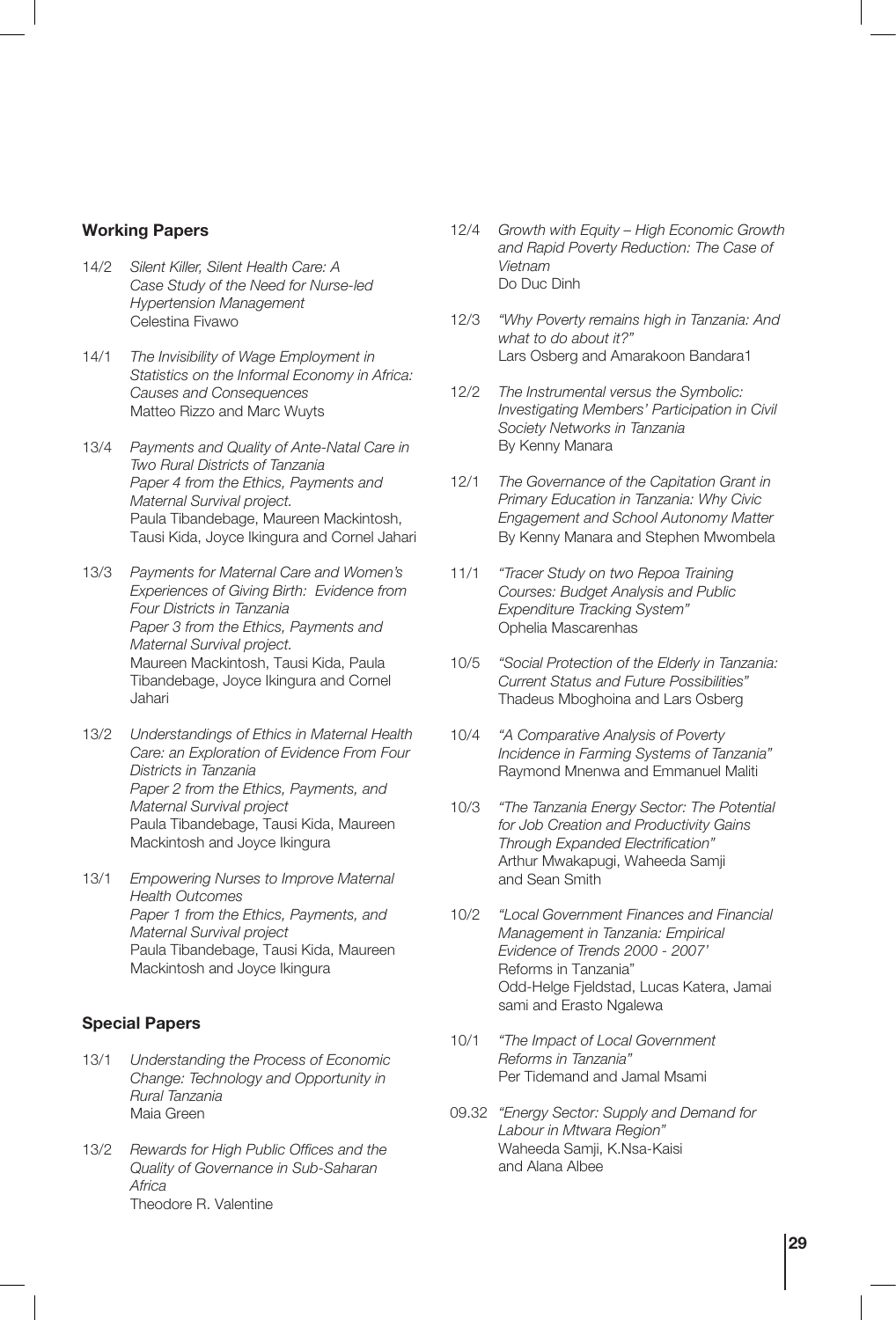### Working Papers

14/2 *Silent Killer, Silent Health Care: A Case Study of the Need for Nurse-led Hypertension Management*
Celestina Fivawo

14/1 *The Invisibility of Wage Employment in Statistics on the Informal Economy in Africa: Causes and Consequences*
Matteo Rizzo and Marc Wuyts

13/4 *Payments and Quality of Ante-Natal Care in Two Rural Districts of Tanzania*
*Paper 4 from the Ethics, Payments and Maternal Survival project.*
Paula Tibandebage, Maureen Mackintosh, Tausi Kida, Joyce Ikingura and Cornel Jahari

13/3 *Payments for Maternal Care and Women's Experiences of Giving Birth: Evidence from Four Districts in Tanzania*
*Paper 3 from the Ethics, Payments and Maternal Survival project.*
Maureen Mackintosh, Tausi Kida, Paula Tibandebage, Joyce Ikingura and Cornel Jahari

13/2 *Understandings of Ethics in Maternal Health Care: an Exploration of Evidence From Four Districts in Tanzania*
*Paper 2 from the Ethics, Payments, and Maternal Survival project*
Paula Tibandebage, Tausi Kida, Maureen Mackintosh and Joyce Ikingura

13/1 *Empowering Nurses to Improve Maternal Health Outcomes*
*Paper 1 from the Ethics, Payments, and Maternal Survival project*
Paula Tibandebage, Tausi Kida, Maureen Mackintosh and Joyce Ikingura

### Special Papers

13/1 *Understanding the Process of Economic Change: Technology and Opportunity in Rural Tanzania*
Maia Green

13/2 *Rewards for High Public Offices and the Quality of Governance in Sub-Saharan Africa*
Theodore R. Valentine

12/4 *Growth with Equity – High Economic Growth and Rapid Poverty Reduction: The Case of Vietnam*
Do Duc Dinh

12/3 *"Why Poverty remains high in Tanzania: And what to do about it?"*
Lars Osberg and Amarakoon Bandara1

12/2 *The Instrumental versus the Symbolic: Investigating Members' Participation in Civil Society Networks in Tanzania*
By Kenny Manara

12/1 *The Governance of the Capitation Grant in Primary Education in Tanzania: Why Civic Engagement and School Autonomy Matter*
By Kenny Manara and Stephen Mwombela

11/1 *"Tracer Study on two Repoa Training Courses: Budget Analysis and Public Expenditure Tracking System"*
Ophelia Mascarenhas

10/5 *"Social Protection of the Elderly in Tanzania: Current Status and Future Possibilities"*
Thadeus Mboghoina and Lars Osberg

10/4 *"A Comparative Analysis of Poverty Incidence in Farming Systems of Tanzania"*
Raymond Mnenwa and Emmanuel Maliti

10/3 *"The Tanzania Energy Sector: The Potential for Job Creation and Productivity Gains Through Expanded Electrification"*
Arthur Mwakapugi, Waheeda Samji and Sean Smith

10/2 *"Local Government Finances and Financial Management in Tanzania: Empirical Evidence of Trends 2000 - 2007'*
Reforms in Tanzania"
Odd-Helge Fjeldstad, Lucas Katera, Jamai sami and Erasto Ngalewa

10/1 *"The Impact of Local Government Reforms in Tanzania"*
Per Tidemand and Jamal Msami

09.32 *"Energy Sector: Supply and Demand for Labour in Mtwara Region"*
Waheeda Samji, K.Nsa-Kaisi and Alana Albee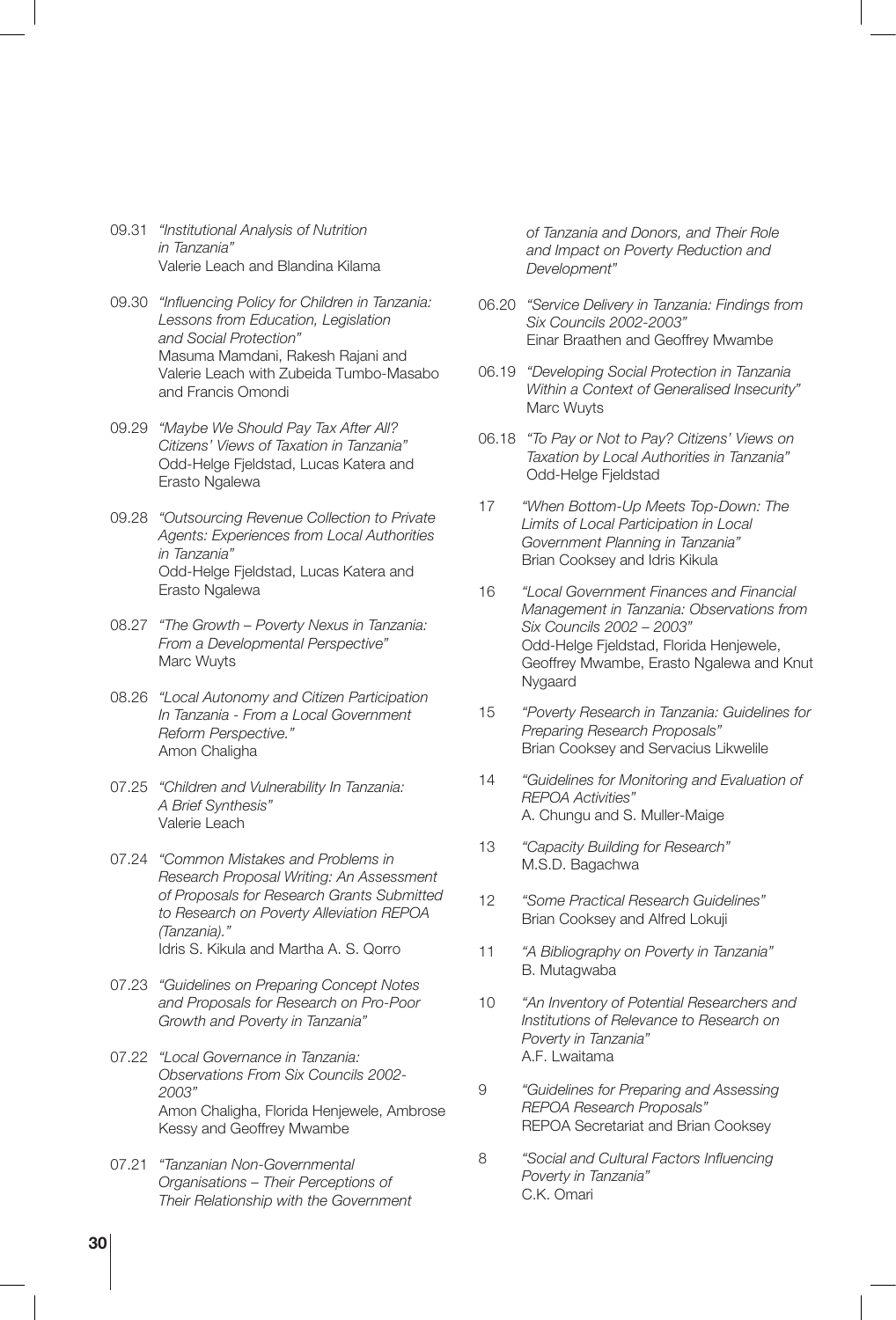09.31 *"Institutional Analysis of Nutrition in Tanzania"*
Valerie Leach and Blandina Kilama

09.30 *"Influencing Policy for Children in Tanzania: Lessons from Education, Legislation and Social Protection"*
Masuma Mamdani, Rakesh Rajani and Valerie Leach with Zubeida Tumbo-Masabo and Francis Omondi

09.29 *"Maybe We Should Pay Tax After All? Citizens' Views of Taxation in Tanzania"*
Odd-Helge Fjeldstad, Lucas Katera and Erasto Ngalewa

09.28 *"Outsourcing Revenue Collection to Private Agents: Experiences from Local Authorities in Tanzania"*
Odd-Helge Fjeldstad, Lucas Katera and Erasto Ngalewa

08.27 *"The Growth – Poverty Nexus in Tanzania: From a Developmental Perspective"*
Marc Wuyts

08.26 *"Local Autonomy and Citizen Participation In Tanzania - From a Local Government Reform Perspective."*
Amon Chaligha

07.25 *"Children and Vulnerability In Tanzania: A Brief Synthesis"*
Valerie Leach

07.24 *"Common Mistakes and Problems in Research Proposal Writing: An Assessment of Proposals for Research Grants Submitted to Research on Poverty Alleviation REPOA (Tanzania)."*
Idris S. Kikula and Martha A. S. Qorro

07.23 *"Guidelines on Preparing Concept Notes and Proposals for Research on Pro-Poor Growth and Poverty in Tanzania"*

07.22 *"Local Governance in Tanzania: Observations From Six Councils 2002-2003"*
Amon Chaligha, Florida Henjewele, Ambrose Kessy and Geoffrey Mwambe

07.21 *"Tanzanian Non-Governmental Organisations – Their Perceptions of Their Relationship with the Government of Tanzania and Donors, and Their Role and Impact on Poverty Reduction and Development"*

06.20 *"Service Delivery in Tanzania: Findings from Six Councils 2002-2003"*
Einar Braathen and Geoffrey Mwambe

06.19 *"Developing Social Protection in Tanzania Within a Context of Generalised Insecurity"*
Marc Wuyts

06.18 *"To Pay or Not to Pay? Citizens' Views on Taxation by Local Authorities in Tanzania"*
Odd-Helge Fjeldstad

17 *"When Bottom-Up Meets Top-Down: The Limits of Local Participation in Local Government Planning in Tanzania"*
Brian Cooksey and Idris Kikula

16 *"Local Government Finances and Financial Management in Tanzania: Observations from Six Councils 2002 – 2003"*
Odd-Helge Fjeldstad, Florida Henjewele, Geoffrey Mwambe, Erasto Ngalewa and Knut Nygaard

15 *"Poverty Research in Tanzania: Guidelines for Preparing Research Proposals"*
Brian Cooksey and Servacius Likwelile

14 *"Guidelines for Monitoring and Evaluation of REPOA Activities"*
A. Chungu and S. Muller-Maige

13 *"Capacity Building for Research"*
M.S.D. Bagachwa

12 *"Some Practical Research Guidelines"*
Brian Cooksey and Alfred Lokuji

11 *"A Bibliography on Poverty in Tanzania"*
B. Mutagwaba

10 *"An Inventory of Potential Researchers and Institutions of Relevance to Research on Poverty in Tanzania"*
A.F. Lwaitama

9 *"Guidelines for Preparing and Assessing REPOA Research Proposals"*
REPOA Secretariat and Brian Cooksey

8 *"Social and Cultural Factors Influencing Poverty in Tanzania"*
C.K. Omari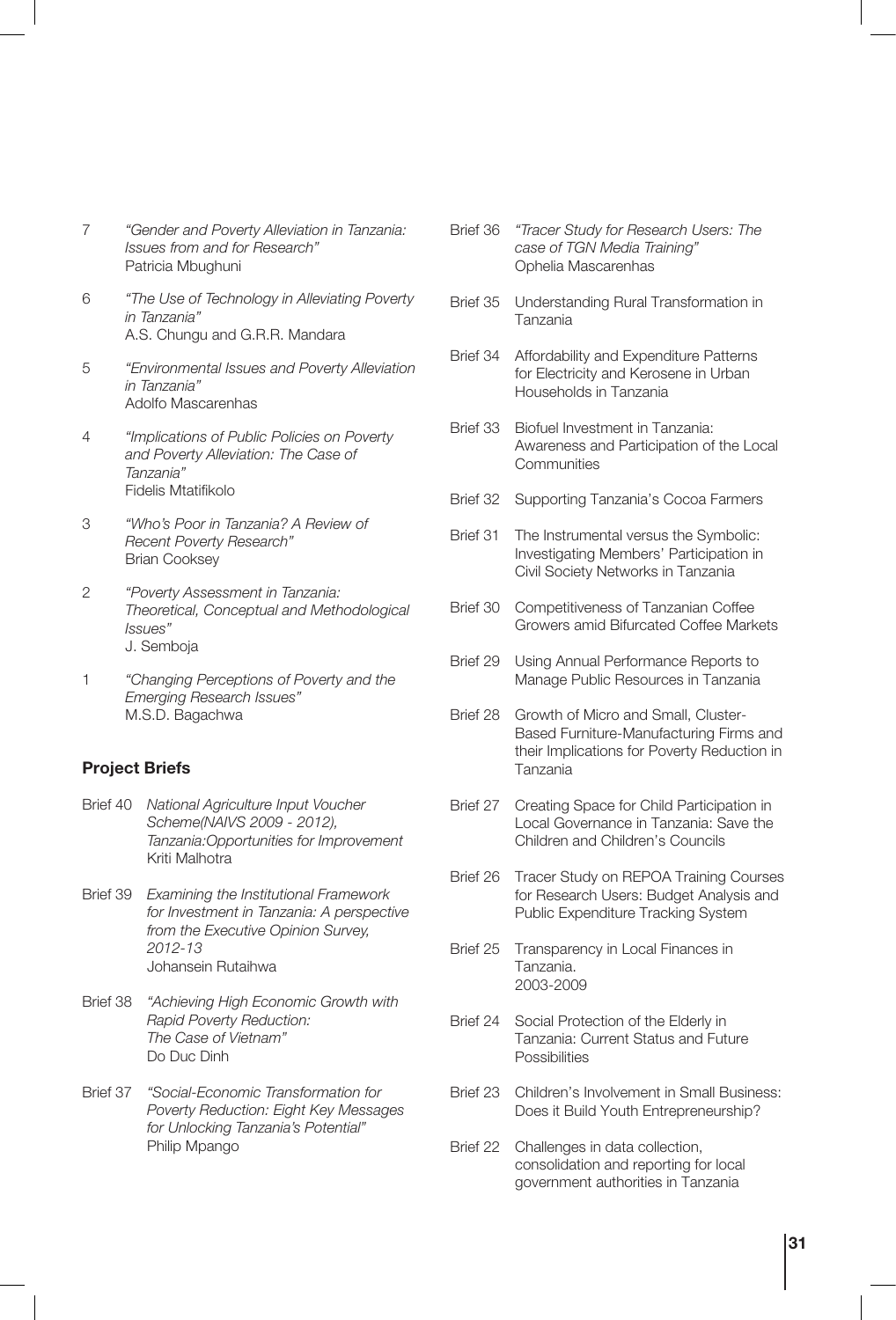7 *"Gender and Poverty Alleviation in Tanzania: Issues from and for Research"*
Patricia Mbughuni

6 *"The Use of Technology in Alleviating Poverty in Tanzania"*
A.S. Chungu and G.R.R. Mandara

5 *"Environmental Issues and Poverty Alleviation in Tanzania"*
Adolfo Mascarenhas

4 *"Implications of Public Policies on Poverty and Poverty Alleviation: The Case of Tanzania"*
Fidelis Mtatifikolo

3 *"Who's Poor in Tanzania? A Review of Recent Poverty Research"*
Brian Cooksey

2 *"Poverty Assessment in Tanzania: Theoretical, Conceptual and Methodological Issues"*
J. Semboja

1 *"Changing Perceptions of Poverty and the Emerging Research Issues"*
M.S.D. Bagachwa

### Project Briefs

Brief 40 *National Agriculture Input Voucher Scheme(NAIVS 2009 - 2012), Tanzania:Opportunities for Improvement*
Kriti Malhotra

Brief 39 *Examining the Institutional Framework for Investment in Tanzania: A perspective from the Executive Opinion Survey, 2012-13*
Johansein Rutaihwa

Brief 38 *"Achieving High Economic Growth with Rapid Poverty Reduction: The Case of Vietnam"*
Do Duc Dinh

Brief 37 *"Social-Economic Transformation for Poverty Reduction: Eight Key Messages for Unlocking Tanzania's Potential"*
Philip Mpango

Brief 36 *"Tracer Study for Research Users: The case of TGN Media Training"*
Ophelia Mascarenhas

Brief 35 Understanding Rural Transformation in Tanzania

Brief 34 Affordability and Expenditure Patterns for Electricity and Kerosene in Urban Households in Tanzania

Brief 33 Biofuel Investment in Tanzania: Awareness and Participation of the Local Communities

Brief 32 Supporting Tanzania's Cocoa Farmers

Brief 31 The Instrumental versus the Symbolic: Investigating Members' Participation in Civil Society Networks in Tanzania

Brief 30 Competitiveness of Tanzanian Coffee Growers amid Bifurcated Coffee Markets

Brief 29 Using Annual Performance Reports to Manage Public Resources in Tanzania

Brief 28 Growth of Micro and Small, Cluster-Based Furniture-Manufacturing Firms and their Implications for Poverty Reduction in Tanzania

Brief 27 Creating Space for Child Participation in Local Governance in Tanzania: Save the Children and Children's Councils

Brief 26 Tracer Study on REPOA Training Courses for Research Users: Budget Analysis and Public Expenditure Tracking System

Brief 25 Transparency in Local Finances in Tanzania. 2003-2009

Brief 24 Social Protection of the Elderly in Tanzania: Current Status and Future Possibilities

Brief 23 Children's Involvement in Small Business: Does it Build Youth Entrepreneurship?

Brief 22 Challenges in data collection, consolidation and reporting for local government authorities in Tanzania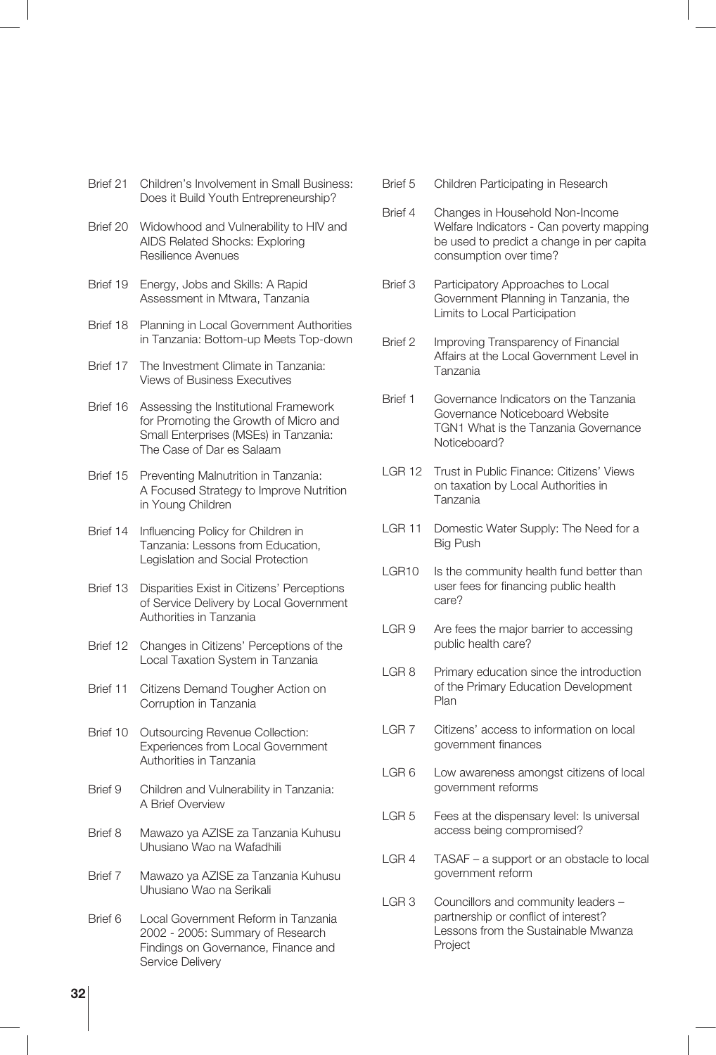Brief 21 Children's Involvement in Small Business: Does it Build Youth Entrepreneurship?

Brief 20 Widowhood and Vulnerability to HIV and AIDS Related Shocks: Exploring Resilience Avenues

Brief 19 Energy, Jobs and Skills: A Rapid Assessment in Mtwara, Tanzania

Brief 18 Planning in Local Government Authorities in Tanzania: Bottom-up Meets Top-down

Brief 17 The Investment Climate in Tanzania: Views of Business Executives

Brief 16 Assessing the Institutional Framework for Promoting the Growth of Micro and Small Enterprises (MSEs) in Tanzania: The Case of Dar es Salaam

Brief 15 Preventing Malnutrition in Tanzania: A Focused Strategy to Improve Nutrition in Young Children

Brief 14 Influencing Policy for Children in Tanzania: Lessons from Education, Legislation and Social Protection

Brief 13 Disparities Exist in Citizens' Perceptions of Service Delivery by Local Government Authorities in Tanzania

Brief 12 Changes in Citizens' Perceptions of the Local Taxation System in Tanzania

Brief 11 Citizens Demand Tougher Action on Corruption in Tanzania

Brief 10 Outsourcing Revenue Collection: Experiences from Local Government Authorities in Tanzania

Brief 9 Children and Vulnerability in Tanzania: A Brief Overview

Brief 8 Mawazo ya AZISE za Tanzania Kuhusu Uhusiano Wao na Wafadhili

Brief 7 Mawazo ya AZISE za Tanzania Kuhusu Uhusiano Wao na Serikali

Brief 6 Local Government Reform in Tanzania 2002 - 2005: Summary of Research Findings on Governance, Finance and Service Delivery

Brief 5 Children Participating in Research

Brief 4 Changes in Household Non-Income Welfare Indicators - Can poverty mapping be used to predict a change in per capita consumption over time?

Brief 3 Participatory Approaches to Local Government Planning in Tanzania, the Limits to Local Participation

Brief 2 Improving Transparency of Financial Affairs at the Local Government Level in Tanzania

Brief 1 Governance Indicators on the Tanzania Governance Noticeboard Website TGN1 What is the Tanzania Governance Noticeboard?

LGR 12 Trust in Public Finance: Citizens' Views on taxation by Local Authorities in Tanzania

LGR 11 Domestic Water Supply: The Need for a Big Push

LGR10 Is the community health fund better than user fees for financing public health care?

LGR 9 Are fees the major barrier to accessing public health care?

LGR 8 Primary education since the introduction of the Primary Education Development Plan

LGR 7 Citizens' access to information on local government finances

LGR 6 Low awareness amongst citizens of local government reforms

LGR 5 Fees at the dispensary level: Is universal access being compromised?

LGR 4 TASAF – a support or an obstacle to local government reform

LGR 3 Councillors and community leaders – partnership or conflict of interest? Lessons from the Sustainable Mwanza Project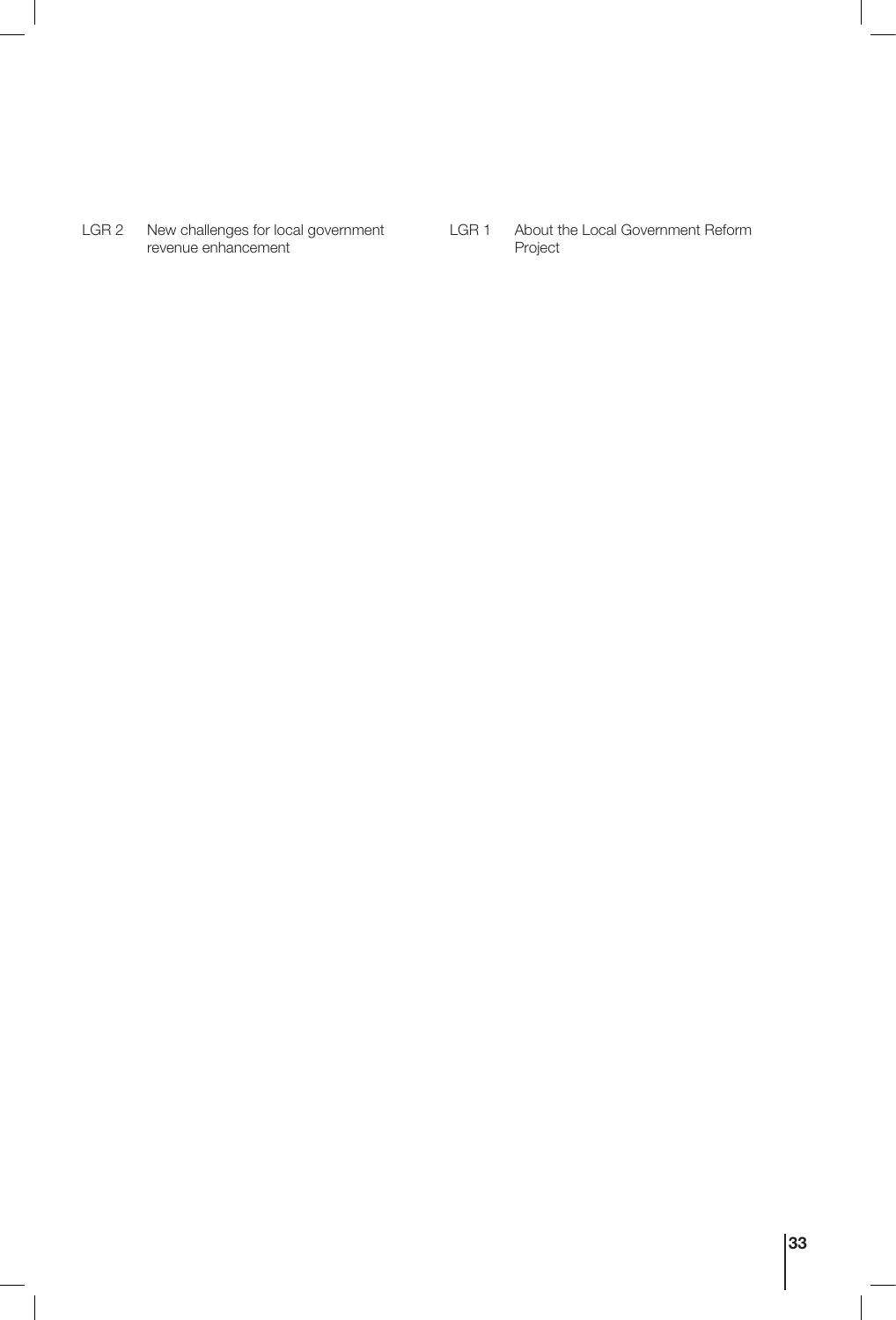LGR 2 New challenges for local government revenue enhancement

LGR 1 About the Local Government Reform Project